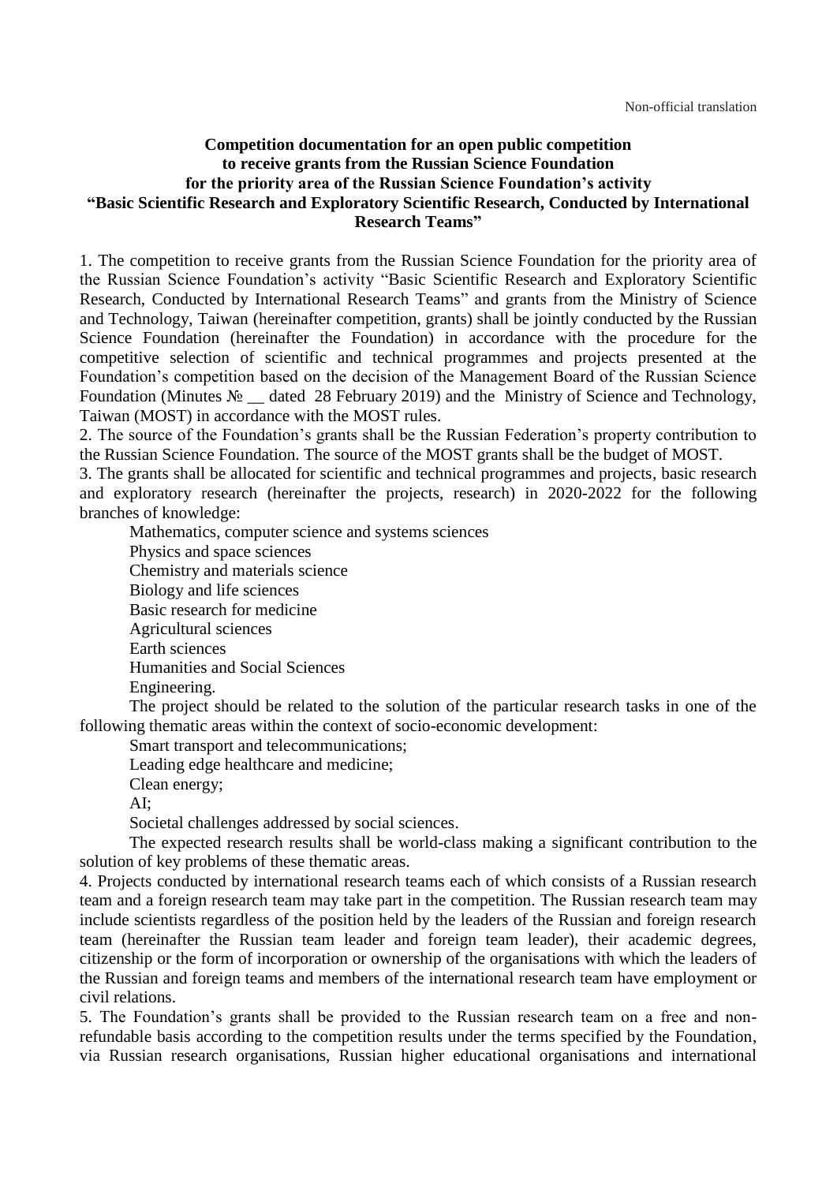Non-official translation

# Competition documentation for an open public competition to receive grants from the Russian Science Foundation for the priority area of the Russian Science Foundation's activity "Basic Scientific Research and Exploratory Scientific Research, Conducted by International Research Teams"

1. The competition to receive grants from the Russian Science Foundation for the priority area of the Russian Science Foundation's activity "Basic Scientific Research and Exploratory Scientific Research, Conducted by International Research Teams" and grants from the Ministry of Science and Technology, Taiwan (hereinafter competition, grants) shall be jointly conducted by the Russian Science Foundation (hereinafter the Foundation) in accordance with the procedure for the competitive selection of scientific and technical programmes and projects presented at the Foundation's competition based on the decision of the Management Board of the Russian Science Foundation (Minutes № __ dated 28 February 2019) and the Ministry of Science and Technology, Taiwan (MOST) in accordance with the MOST rules.
2. The source of the Foundation's grants shall be the Russian Federation's property contribution to the Russian Science Foundation. The source of the MOST grants shall be the budget of MOST.
3. The grants shall be allocated for scientific and technical programmes and projects, basic research and exploratory research (hereinafter the projects, research) in 2020-2022 for the following branches of knowledge:

Mathematics, computer science and systems sciences
Physics and space sciences
Chemistry and materials science
Biology and life sciences
Basic research for medicine
Agricultural sciences
Earth sciences
Humanities and Social Sciences
Engineering.

The project should be related to the solution of the particular research tasks in one of the following thematic areas within the context of socio-economic development:

Smart transport and telecommunications;
Leading edge healthcare and medicine;
Clean energy;
AI;
Societal challenges addressed by social sciences.

The expected research results shall be world-class making a significant contribution to the solution of key problems of these thematic areas.

4. Projects conducted by international research teams each of which consists of a Russian research team and a foreign research team may take part in the competition. The Russian research team may include scientists regardless of the position held by the leaders of the Russian and foreign research team (hereinafter the Russian team leader and foreign team leader), their academic degrees, citizenship or the form of incorporation or ownership of the organisations with which the leaders of the Russian and foreign teams and members of the international research team have employment or civil relations.
5. The Foundation's grants shall be provided to the Russian research team on a free and non-refundable basis according to the competition results under the terms specified by the Foundation, via Russian research organisations, Russian higher educational organisations and international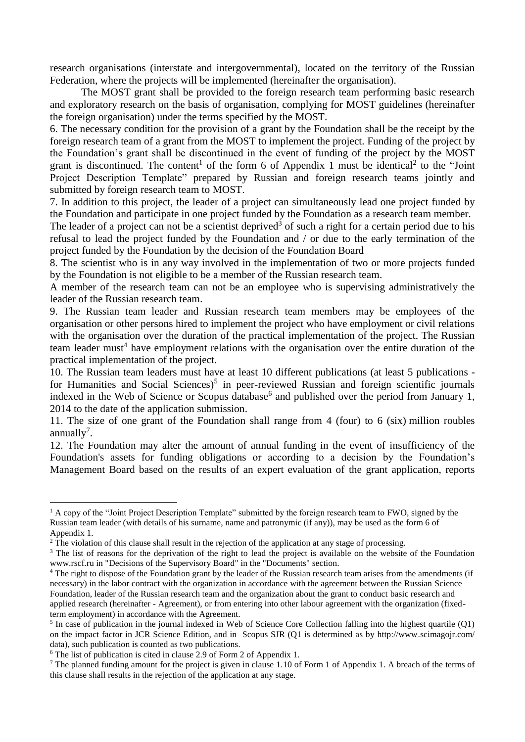research organisations (interstate and intergovernmental), located on the territory of the Russian Federation, where the projects will be implemented (hereinafter the organisation).

The MOST grant shall be provided to the foreign research team performing basic research and exploratory research on the basis of organisation, complying for MOST guidelines (hereinafter the foreign organisation) under the terms specified by the MOST.

6. The necessary condition for the provision of a grant by the Foundation shall be the receipt by the foreign research team of a grant from the MOST to implement the project. Funding of the project by the Foundation's grant shall be discontinued in the event of funding of the project by the MOST grant is discontinued. The content[1] of the form 6 of Appendix 1 must be identical[2] to the "Joint Project Description Template" prepared by Russian and foreign research teams jointly and submitted by foreign research team to MOST.

7. In addition to this project, the leader of a project can simultaneously lead one project funded by the Foundation and participate in one project funded by the Foundation as a research team member.

The leader of a project can not be a scientist deprived[3] of such a right for a certain period due to his refusal to lead the project funded by the Foundation and / or due to the early termination of the project funded by the Foundation by the decision of the Foundation Board

8. The scientist who is in any way involved in the implementation of two or more projects funded by the Foundation is not eligible to be a member of the Russian research team.

A member of the research team can not be an employee who is supervising administratively the leader of the Russian research team.

9. The Russian team leader and Russian research team members may be employees of the organisation or other persons hired to implement the project who have employment or civil relations with the organisation over the duration of the practical implementation of the project. The Russian team leader must[4] have employment relations with the organisation over the entire duration of the practical implementation of the project.

10. The Russian team leaders must have at least 10 different publications (at least 5 publications - for Humanities and Social Sciences)[5] in peer-reviewed Russian and foreign scientific journals indexed in the Web of Science or Scopus database[6] and published over the period from January 1, 2014 to the date of the application submission.

11. The size of one grant of the Foundation shall range from 4 (four) to 6 (six) million roubles annually[7].

12. The Foundation may alter the amount of annual funding in the event of insufficiency of the Foundation's assets for funding obligations or according to a decision by the Foundation's Management Board based on the results of an expert evaluation of the grant application, reports

---

[1] A copy of the "Joint Project Description Template" submitted by the foreign research team to FWO, signed by the Russian team leader (with details of his surname, name and patronymic (if any)), may be used as the form 6 of Appendix 1.

[2] The violation of this clause shall result in the rejection of the application at any stage of processing.

[3] The list of reasons for the deprivation of the right to lead the project is available on the website of the Foundation www.rscf.ru in "Decisions of the Supervisory Board" in the "Documents" section.

[4] The right to dispose of the Foundation grant by the leader of the Russian research team arises from the amendments (if necessary) in the labor contract with the organization in accordance with the agreement between the Russian Science Foundation, leader of the Russian research team and the organization about the grant to conduct basic research and applied research (hereinafter - Agreement), or from entering into other labour agreement with the organization (fixed-term employment) in accordance with the Agreement.

[5] In case of publication in the journal indexed in Web of Science Core Collection falling into the highest quartile (Q1) on the impact factor in JCR Science Edition, and in Scopus SJR (Q1 is determined as by http://www.scimagojr.com/data), such publication is counted as two publications.

[6] The list of publication is cited in clause 2.9 of Form 2 of Appendix 1.

[7] The planned funding amount for the project is given in clause 1.10 of Form 1 of Appendix 1. A breach of the terms of this clause shall results in the rejection of the application at any stage.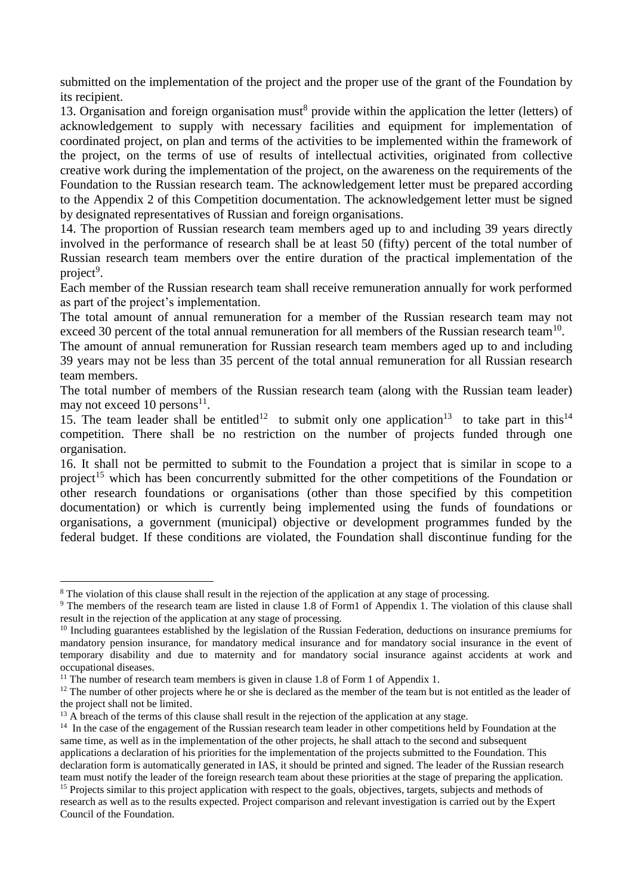submitted on the implementation of the project and the proper use of the grant of the Foundation by its recipient.

13. Organisation and foreign organisation must[8] provide within the application the letter (letters) of acknowledgement to supply with necessary facilities and equipment for implementation of coordinated project, on plan and terms of the activities to be implemented within the framework of the project, on the terms of use of results of intellectual activities, originated from collective creative work during the implementation of the project, on the awareness on the requirements of the Foundation to the Russian research team. The acknowledgement letter must be prepared according to the Appendix 2 of this Competition documentation. The acknowledgement letter must be signed by designated representatives of Russian and foreign organisations.

14. The proportion of Russian research team members aged up to and including 39 years directly involved in the performance of research shall be at least 50 (fifty) percent of the total number of Russian research team members over the entire duration of the practical implementation of the project[9].

Each member of the Russian research team shall receive remuneration annually for work performed as part of the project's implementation.

The total amount of annual remuneration for a member of the Russian research team may not exceed 30 percent of the total annual remuneration for all members of the Russian research team[10].

The amount of annual remuneration for Russian research team members aged up to and including 39 years may not be less than 35 percent of the total annual remuneration for all Russian research team members.

The total number of members of the Russian research team (along with the Russian team leader) may not exceed 10 persons[11].

15. The team leader shall be entitled[12] to submit only one application[13] to take part in this[14] competition. There shall be no restriction on the number of projects funded through one organisation.

16. It shall not be permitted to submit to the Foundation a project that is similar in scope to a project[15] which has been concurrently submitted for the other competitions of the Foundation or other research foundations or organisations (other than those specified by this competition documentation) or which is currently being implemented using the funds of foundations or organisations, a government (municipal) objective or development programmes funded by the federal budget. If these conditions are violated, the Foundation shall discontinue funding for the

---

[8] The violation of this clause shall result in the rejection of the application at any stage of processing.

[9] The members of the research team are listed in clause 1.8 of Form1 of Appendix 1. The violation of this clause shall result in the rejection of the application at any stage of processing.

[10] Including guarantees established by the legislation of the Russian Federation, deductions on insurance premiums for mandatory pension insurance, for mandatory medical insurance and for mandatory social insurance in the event of temporary disability and due to maternity and for mandatory social insurance against accidents at work and occupational diseases.

[11] The number of research team members is given in clause 1.8 of Form 1 of Appendix 1.

[12] The number of other projects where he or she is declared as the member of the team but is not entitled as the leader of the project shall not be limited.

[13] A breach of the terms of this clause shall result in the rejection of the application at any stage.

[14] In the case of the engagement of the Russian research team leader in other competitions held by Foundation at the same time, as well as in the implementation of the other projects, he shall attach to the second and subsequent applications a declaration of his priorities for the implementation of the projects submitted to the Foundation. This declaration form is automatically generated in IAS, it should be printed and signed. The leader of the Russian research team must notify the leader of the foreign research team about these priorities at the stage of preparing the application.

[15] Projects similar to this project application with respect to the goals, objectives, targets, subjects and methods of research as well as to the results expected. Project comparison and relevant investigation is carried out by the Expert Council of the Foundation.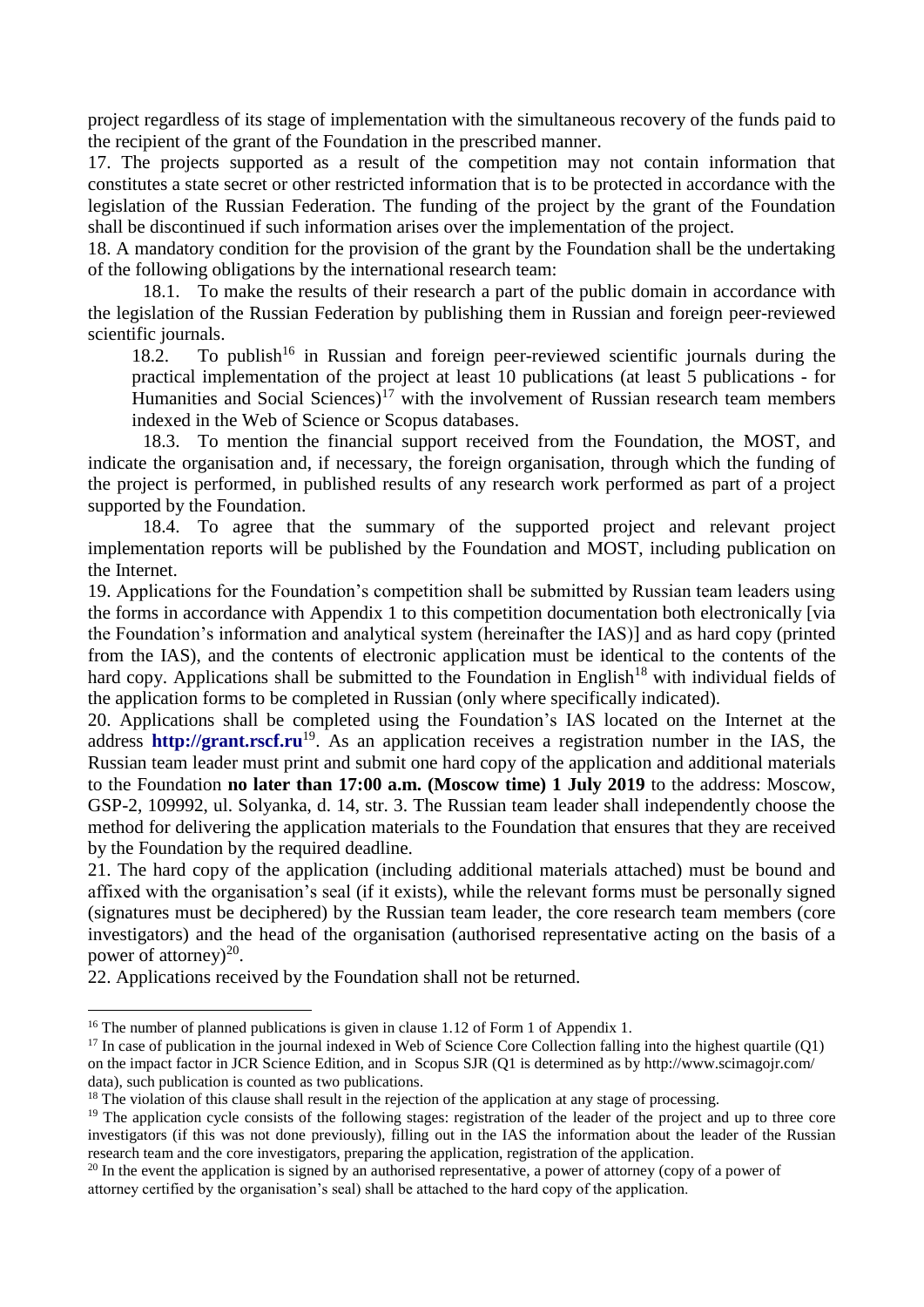project regardless of its stage of implementation with the simultaneous recovery of the funds paid to the recipient of the grant of the Foundation in the prescribed manner.

17. The projects supported as a result of the competition may not contain information that constitutes a state secret or other restricted information that is to be protected in accordance with the legislation of the Russian Federation. The funding of the project by the grant of the Foundation shall be discontinued if such information arises over the implementation of the project.

18. A mandatory condition for the provision of the grant by the Foundation shall be the undertaking of the following obligations by the international research team:

18.1. To make the results of their research a part of the public domain in accordance with the legislation of the Russian Federation by publishing them in Russian and foreign peer-reviewed scientific journals.

18.2. To publish[16] in Russian and foreign peer-reviewed scientific journals during the practical implementation of the project at least 10 publications (at least 5 publications - for Humanities and Social Sciences)[17] with the involvement of Russian research team members indexed in the Web of Science or Scopus databases.

18.3. To mention the financial support received from the Foundation, the MOST, and indicate the organisation and, if necessary, the foreign organisation, through which the funding of the project is performed, in published results of any research work performed as part of a project supported by the Foundation.

18.4. To agree that the summary of the supported project and relevant project implementation reports will be published by the Foundation and MOST, including publication on the Internet.

19. Applications for the Foundation's competition shall be submitted by Russian team leaders using the forms in accordance with Appendix 1 to this competition documentation both electronically [via the Foundation's information and analytical system (hereinafter the IAS)] and as hard copy (printed from the IAS), and the contents of electronic application must be identical to the contents of the hard copy. Applications shall be submitted to the Foundation in English[18] with individual fields of the application forms to be completed in Russian (only where specifically indicated).

20. Applications shall be completed using the Foundation's IAS located on the Internet at the address **http://grant.rscf.ru**[19]. As an application receives a registration number in the IAS, the Russian team leader must print and submit one hard copy of the application and additional materials to the Foundation **no later than 17:00 a.m. (Moscow time) 1 July 2019** to the address: Moscow, GSP-2, 109992, ul. Solyanka, d. 14, str. 3. The Russian team leader shall independently choose the method for delivering the application materials to the Foundation that ensures that they are received by the Foundation by the required deadline.

21. The hard copy of the application (including additional materials attached) must be bound and affixed with the organisation's seal (if it exists), while the relevant forms must be personally signed (signatures must be deciphered) by the Russian team leader, the core research team members (core investigators) and the head of the organisation (authorised representative acting on the basis of a power of attorney)[20].

22. Applications received by the Foundation shall not be returned.

---

[16] The number of planned publications is given in clause 1.12 of Form 1 of Appendix 1.

[17] In case of publication in the journal indexed in Web of Science Core Collection falling into the highest quartile (Q1) on the impact factor in JCR Science Edition, and in Scopus SJR (Q1 is determined as by http://www.scimagojr.com/ data), such publication is counted as two publications.

[18] The violation of this clause shall result in the rejection of the application at any stage of processing.

[19] The application cycle consists of the following stages: registration of the leader of the project and up to three core investigators (if this was not done previously), filling out in the IAS the information about the leader of the Russian research team and the core investigators, preparing the application, registration of the application.

[20] In the event the application is signed by an authorised representative, a power of attorney (copy of a power of attorney certified by the organisation's seal) shall be attached to the hard copy of the application.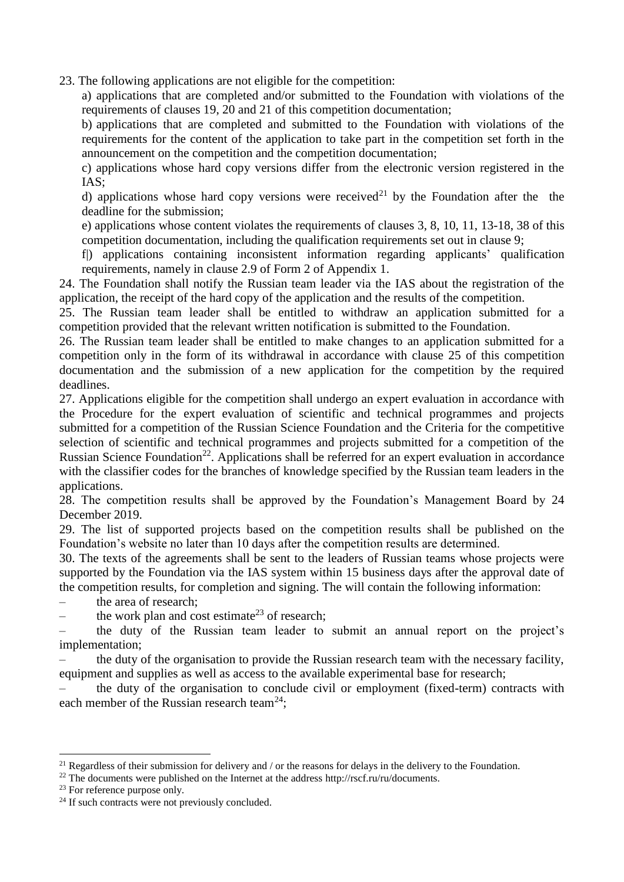23. The following applications are not eligible for the competition:

a) applications that are completed and/or submitted to the Foundation with violations of the requirements of clauses 19, 20 and 21 of this competition documentation;

b) applications that are completed and submitted to the Foundation with violations of the requirements for the content of the application to take part in the competition set forth in the announcement on the competition and the competition documentation;

c) applications whose hard copy versions differ from the electronic version registered in the IAS;

d) applications whose hard copy versions were received[21] by the Foundation after the the deadline for the submission;

e) applications whose content violates the requirements of clauses 3, 8, 10, 11, 13-18, 38 of this competition documentation, including the qualification requirements set out in clause 9;

f|) applications containing inconsistent information regarding applicants' qualification requirements, namely in clause 2.9 of Form 2 of Appendix 1.

24. The Foundation shall notify the Russian team leader via the IAS about the registration of the application, the receipt of the hard copy of the application and the results of the competition.

25. The Russian team leader shall be entitled to withdraw an application submitted for a competition provided that the relevant written notification is submitted to the Foundation.

26. The Russian team leader shall be entitled to make changes to an application submitted for a competition only in the form of its withdrawal in accordance with clause 25 of this competition documentation and the submission of a new application for the competition by the required deadlines.

27. Applications eligible for the competition shall undergo an expert evaluation in accordance with the Procedure for the expert evaluation of scientific and technical programmes and projects submitted for a competition of the Russian Science Foundation and the Criteria for the competitive selection of scientific and technical programmes and projects submitted for a competition of the Russian Science Foundation[22]. Applications shall be referred for an expert evaluation in accordance with the classifier codes for the branches of knowledge specified by the Russian team leaders in the applications.

28. The competition results shall be approved by the Foundation's Management Board by 24 December 2019.

29. The list of supported projects based on the competition results shall be published on the Foundation's website no later than 10 days after the competition results are determined.

30. The texts of the agreements shall be sent to the leaders of Russian teams whose projects were supported by the Foundation via the IAS system within 15 business days after the approval date of the competition results, for completion and signing. The will contain the following information:

– the area of research;

– the work plan and cost estimate[23] of research;

– the duty of the Russian team leader to submit an annual report on the project's implementation;

– the duty of the organisation to provide the Russian research team with the necessary facility, equipment and supplies as well as access to the available experimental base for research;

– the duty of the organisation to conclude civil or employment (fixed-term) contracts with each member of the Russian research team[24];

---

[21] Regardless of their submission for delivery and / or the reasons for delays in the delivery to the Foundation.

[22] The documents were published on the Internet at the address http://rscf.ru/ru/documents.

[23] For reference purpose only.

[24] If such contracts were not previously concluded.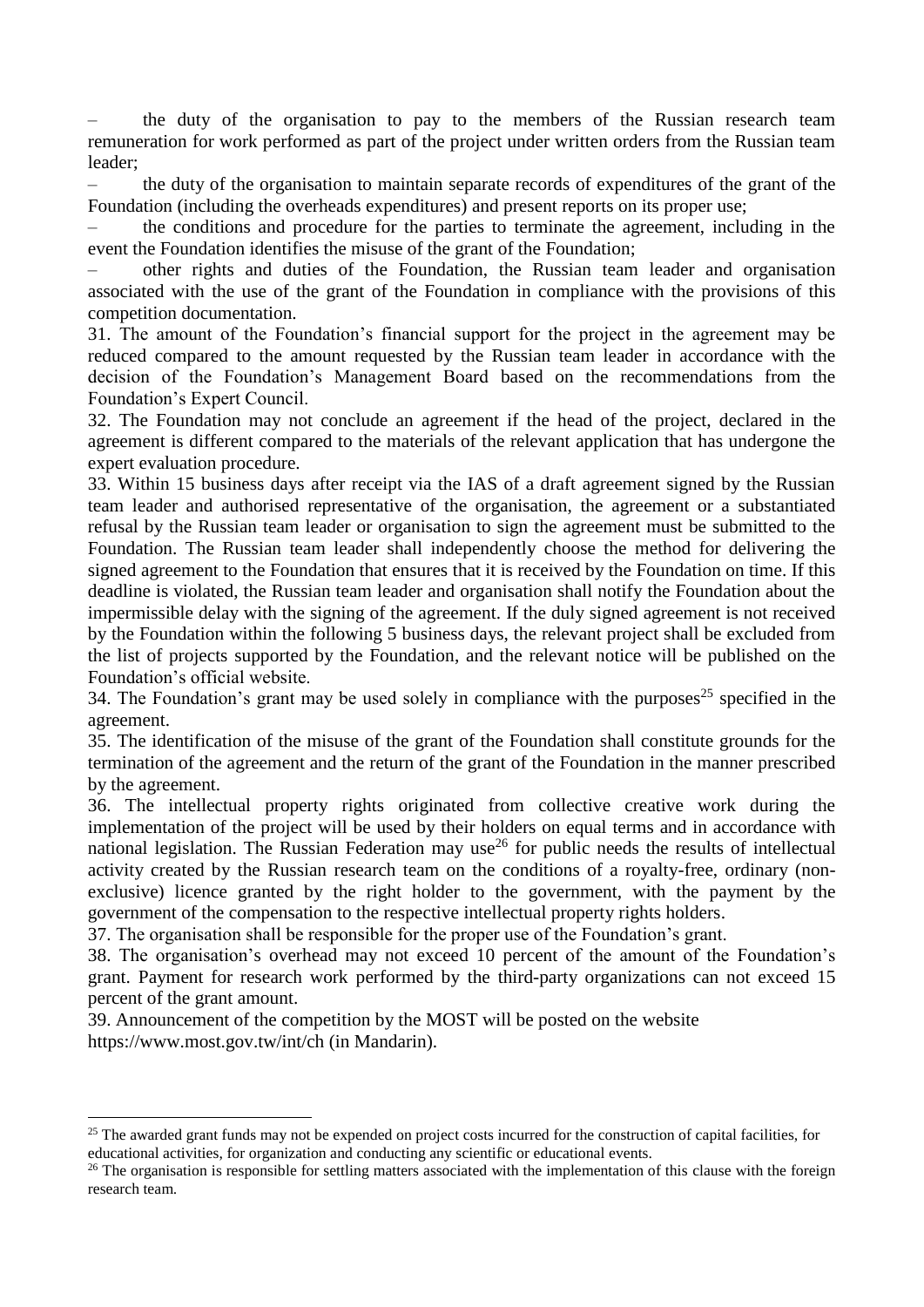– the duty of the organisation to pay to the members of the Russian research team remuneration for work performed as part of the project under written orders from the Russian team leader;

– the duty of the organisation to maintain separate records of expenditures of the grant of the Foundation (including the overheads expenditures) and present reports on its proper use;

– the conditions and procedure for the parties to terminate the agreement, including in the event the Foundation identifies the misuse of the grant of the Foundation;

– other rights and duties of the Foundation, the Russian team leader and organisation associated with the use of the grant of the Foundation in compliance with the provisions of this competition documentation.

31. The amount of the Foundation's financial support for the project in the agreement may be reduced compared to the amount requested by the Russian team leader in accordance with the decision of the Foundation's Management Board based on the recommendations from the Foundation's Expert Council.

32. The Foundation may not conclude an agreement if the head of the project, declared in the agreement is different compared to the materials of the relevant application that has undergone the expert evaluation procedure.

33. Within 15 business days after receipt via the IAS of a draft agreement signed by the Russian team leader and authorised representative of the organisation, the agreement or a substantiated refusal by the Russian team leader or organisation to sign the agreement must be submitted to the Foundation. The Russian team leader shall independently choose the method for delivering the signed agreement to the Foundation that ensures that it is received by the Foundation on time. If this deadline is violated, the Russian team leader and organisation shall notify the Foundation about the impermissible delay with the signing of the agreement. If the duly signed agreement is not received by the Foundation within the following 5 business days, the relevant project shall be excluded from the list of projects supported by the Foundation, and the relevant notice will be published on the Foundation's official website.

34. The Foundation's grant may be used solely in compliance with the purposes[25] specified in the agreement.

35. The identification of the misuse of the grant of the Foundation shall constitute grounds for the termination of the agreement and the return of the grant of the Foundation in the manner prescribed by the agreement.

36. The intellectual property rights originated from collective creative work during the implementation of the project will be used by their holders on equal terms and in accordance with national legislation. The Russian Federation may use[26] for public needs the results of intellectual activity created by the Russian research team on the conditions of a royalty-free, ordinary (non-exclusive) licence granted by the right holder to the government, with the payment by the government of the compensation to the respective intellectual property rights holders.

37. The organisation shall be responsible for the proper use of the Foundation's grant.

38. The organisation's overhead may not exceed 10 percent of the amount of the Foundation's grant. Payment for research work performed by the third-party organizations can not exceed 15 percent of the grant amount.

39. Announcement of the competition by the MOST will be posted on the website https://www.most.gov.tw/int/ch (in Mandarin).

---

[25] The awarded grant funds may not be expended on project costs incurred for the construction of capital facilities, for educational activities, for organization and conducting any scientific or educational events.

[26] The organisation is responsible for settling matters associated with the implementation of this clause with the foreign research team.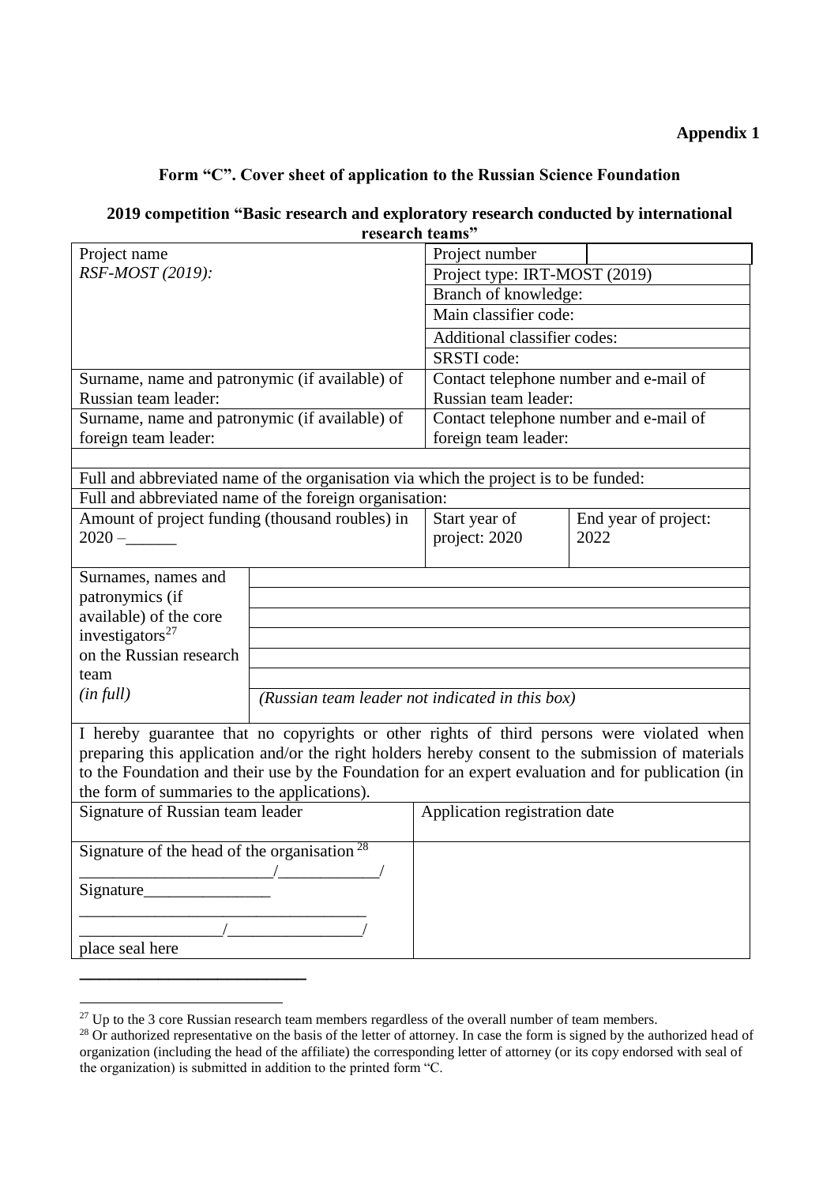**Appendix 1**

## Form "C". Cover sheet of application to the Russian Science Foundation

### 2019 competition "Basic research and exploratory research conducted by international research teams"

| | | | |
|---|---|---|---|
| Project name *RSF-MOST (2019):* | | Project number | |
| | | Project type: IRT-MOST (2019) | |
| | | Branch of knowledge: | |
| | | Main classifier code: | |
| | | Additional classifier codes: | |
| | | SRSTI code: | |
| Surname, name and patronymic (if available) of Russian team leader: | | Contact telephone number and e-mail of Russian team leader: | |
| Surname, name and patronymic (if available) of foreign team leader: | | Contact telephone number and e-mail of foreign team leader: | |
| | | | |
| Full and abbreviated name of the organisation via which the project is to be funded: | | | |
| Full and abbreviated name of the foreign organisation: | | | |
| Amount of project funding (thousand roubles) in 2020 –______ | | Start year of project: 2020 | End year of project: 2022 |
| Surnames, names and patronymics (if available) of the core investigators[27] on the Russian research team *(in full)* | | | |
| | | | |
| | | | |
| | | | |
| | | | |
| | | | |
| | *(Russian team leader not indicated in this box)* | | |
| I hereby guarantee that no copyrights or other rights of third persons were violated when preparing this application and/or the right holders hereby consent to the submission of materials to the Foundation and their use by the Foundation for an expert evaluation and for publication (in the form of summaries to the applications). | | | |
| Signature of Russian team leader | | Application registration date | |
| Signature of the head of the organisation [28] _______________________/____________/ Signature_______________ _________________________________ _________________/________________/ place seal here | | | |

---

[27] Up to the 3 core Russian research team members regardless of the overall number of team members.

[28] Or authorized representative on the basis of the letter of attorney. In case the form is signed by the authorized head of organization (including the head of the affiliate) the corresponding letter of attorney (or its copy endorsed with seal of the organization) is submitted in addition to the printed form "C.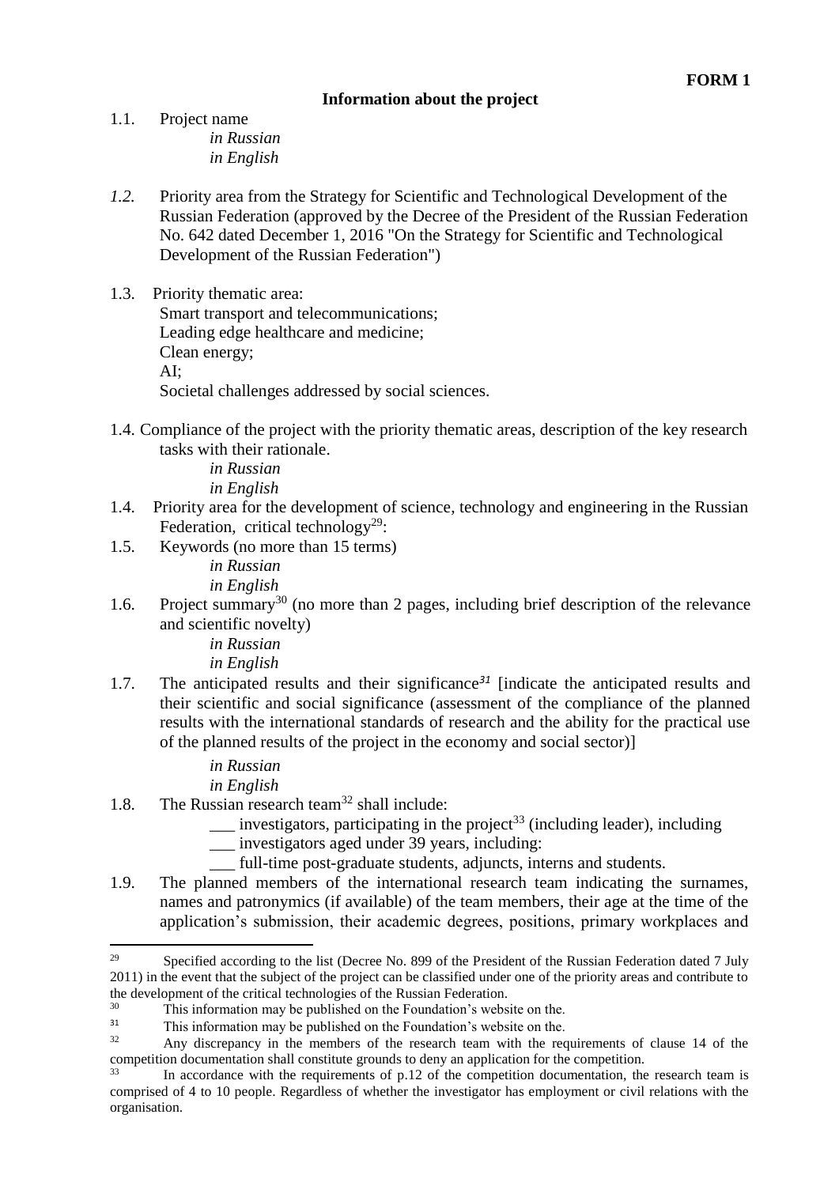**FORM 1**

## Information about the project

1.1. Project name

*in Russian*

*in English*

*1.2.* Priority area from the Strategy for Scientific and Technological Development of the Russian Federation (approved by the Decree of the President of the Russian Federation No. 642 dated December 1, 2016 "On the Strategy for Scientific and Technological Development of the Russian Federation")

1.3. Priority thematic area:

Smart transport and telecommunications;
Leading edge healthcare and medicine;
Clean energy;
AI;
Societal challenges addressed by social sciences.

1.4. Compliance of the project with the priority thematic areas, description of the key research tasks with their rationale.

*in Russian*

*in English*

1.4. Priority area for the development of science, technology and engineering in the Russian Federation, critical technology[29]:

1.5. Keywords (no more than 15 terms)

*in Russian*

*in English*

1.6. Project summary[30] (no more than 2 pages, including brief description of the relevance and scientific novelty)

*in Russian*

*in English*

1.7. The anticipated results and their significance*[31]* [indicate the anticipated results and their scientific and social significance (assessment of the compliance of the planned results with the international standards of research and the ability for the practical use of the planned results of the project in the economy and social sector)]

*in Russian*

*in English*

1.8. The Russian research team[32] shall include:

___ investigators, participating in the project[33] (including leader), including

___ investigators aged under 39 years, including:

___ full-time post-graduate students, adjuncts, interns and students.

1.9. The planned members of the international research team indicating the surnames, names and patronymics (if available) of the team members, their age at the time of the application's submission, their academic degrees, positions, primary workplaces and

---

[29] Specified according to the list (Decree No. 899 of the President of the Russian Federation dated 7 July 2011) in the event that the subject of the project can be classified under one of the priority areas and contribute to the development of the critical technologies of the Russian Federation.

[30] This information may be published on the Foundation's website on the.

[31] This information may be published on the Foundation's website on the.

[32] Any discrepancy in the members of the research team with the requirements of clause 14 of the competition documentation shall constitute grounds to deny an application for the competition.

[33] In accordance with the requirements of p.12 of the competition documentation, the research team is comprised of 4 to 10 people. Regardless of whether the investigator has employment or civil relations with the organisation.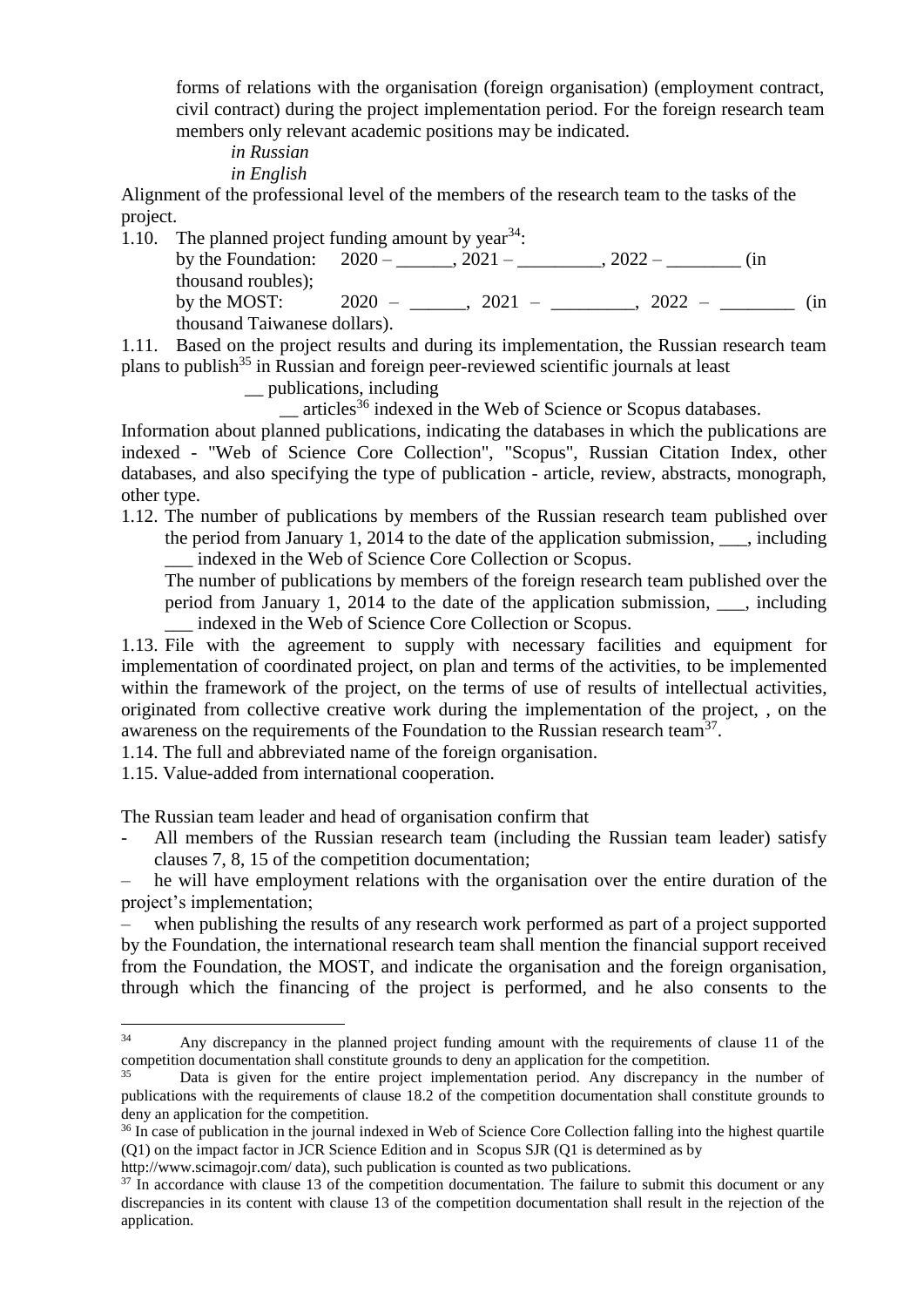forms of relations with the organisation (foreign organisation) (employment contract, civil contract) during the project implementation period. For the foreign research team members only relevant academic positions may be indicated.

*in Russian*

*in English*

Alignment of the professional level of the members of the research team to the tasks of the project.

1.10. The planned project funding amount by year[34]:

by the Foundation: 2020 – ______, 2021 – _________, 2022 – ________ (in thousand roubles);

by the MOST: 2020 – ______, 2021 – _________, 2022 – ________ (in thousand Taiwanese dollars).

1.11. Based on the project results and during its implementation, the Russian research team plans to publish[35] in Russian and foreign peer-reviewed scientific journals at least

__ publications, including

__ articles[36] indexed in the Web of Science or Scopus databases.

Information about planned publications, indicating the databases in which the publications are indexed - "Web of Science Core Collection", "Scopus", Russian Citation Index, other databases, and also specifying the type of publication - article, review, abstracts, monograph, other type.

1.12. The number of publications by members of the Russian research team published over the period from January 1, 2014 to the date of the application submission, ___, including ___ indexed in the Web of Science Core Collection or Scopus.

The number of publications by members of the foreign research team published over the period from January 1, 2014 to the date of the application submission, ___, including ___ indexed in the Web of Science Core Collection or Scopus.

1.13. File with the agreement to supply with necessary facilities and equipment for implementation of coordinated project, on plan and terms of the activities, to be implemented within the framework of the project, on the terms of use of results of intellectual activities, originated from collective creative work during the implementation of the project, , on the awareness on the requirements of the Foundation to the Russian research team[37].

1.14. The full and abbreviated name of the foreign organisation.

1.15. Value-added from international cooperation.

The Russian team leader and head of organisation confirm that

- All members of the Russian research team (including the Russian team leader) satisfy clauses 7, 8, 15 of the competition documentation;
- he will have employment relations with the organisation over the entire duration of the project's implementation;
- when publishing the results of any research work performed as part of a project supported by the Foundation, the international research team shall mention the financial support received from the Foundation, the MOST, and indicate the organisation and the foreign organisation, through which the financing of the project is performed, and he also consents to the

---

[34] Any discrepancy in the planned project funding amount with the requirements of clause 11 of the competition documentation shall constitute grounds to deny an application for the competition.

[35] Data is given for the entire project implementation period. Any discrepancy in the number of publications with the requirements of clause 18.2 of the competition documentation shall constitute grounds to deny an application for the competition.

[36] In case of publication in the journal indexed in Web of Science Core Collection falling into the highest quartile (Q1) on the impact factor in JCR Science Edition and in Scopus SJR (Q1 is determined as by http://www.scimagojr.com/ data), such publication is counted as two publications.

[37] In accordance with clause 13 of the competition documentation. The failure to submit this document or any discrepancies in its content with clause 13 of the competition documentation shall result in the rejection of the application.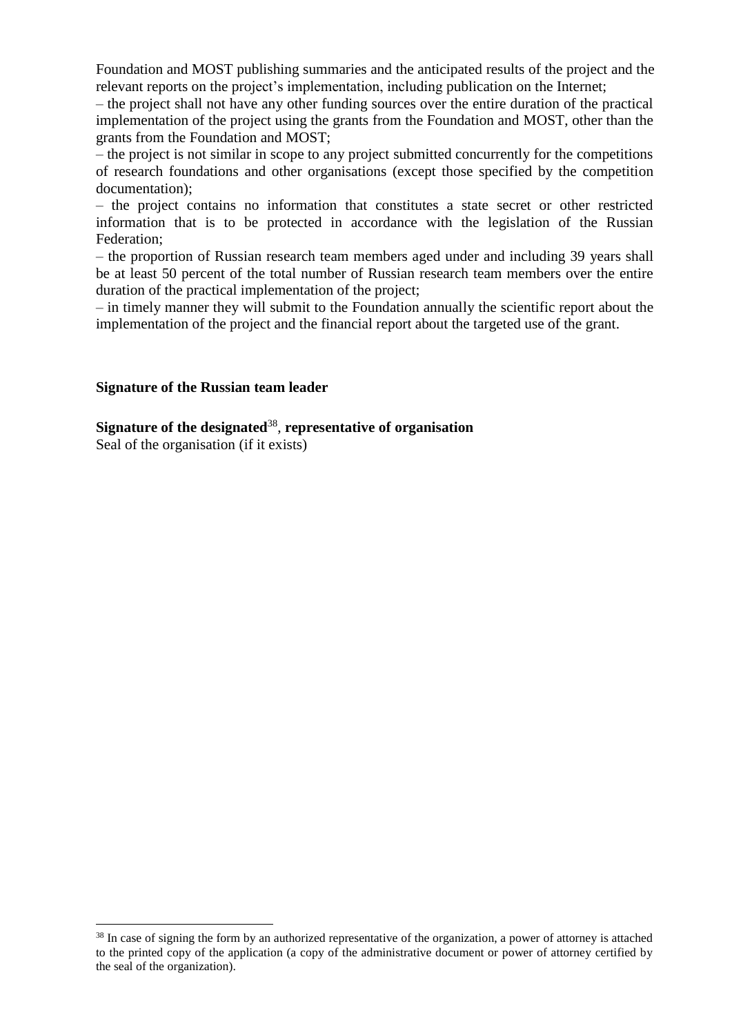Foundation and MOST publishing summaries and the anticipated results of the project and the relevant reports on the project's implementation, including publication on the Internet;

– the project shall not have any other funding sources over the entire duration of the practical implementation of the project using the grants from the Foundation and MOST, other than the grants from the Foundation and MOST;

– the project is not similar in scope to any project submitted concurrently for the competitions of research foundations and other organisations (except those specified by the competition documentation);

– the project contains no information that constitutes a state secret or other restricted information that is to be protected in accordance with the legislation of the Russian Federation;

– the proportion of Russian research team members aged under and including 39 years shall be at least 50 percent of the total number of Russian research team members over the entire duration of the practical implementation of the project;

– in timely manner they will submit to the Foundation annually the scientific report about the implementation of the project and the financial report about the targeted use of the grant.

**Signature of the Russian team leader**

**Signature of the designated**[38]**, representative of organisation**

Seal of the organisation (if it exists)

[38] In case of signing the form by an authorized representative of the organization, a power of attorney is attached to the printed copy of the application (a copy of the administrative document or power of attorney certified by the seal of the organization).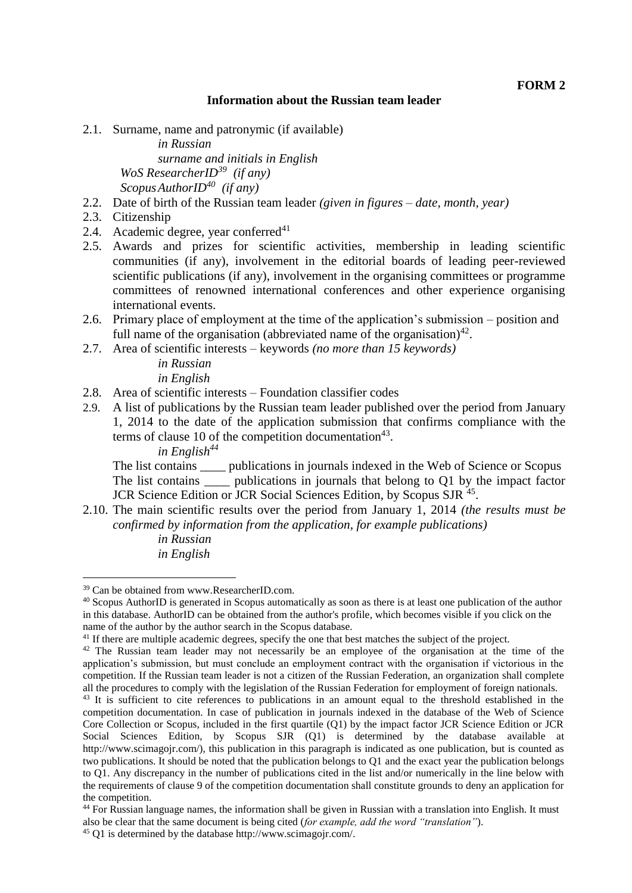**FORM 2**

## Information about the Russian team leader

2.1. Surname, name and patronymic (if available)

*in Russian*

*surname and initials in English*

*WoS ResearcherID*[39] *(if any)*

*Scopus AuthorID*[40] *(if any)*

2.2. Date of birth of the Russian team leader *(given in figures – date, month, year)*

2.3. Citizenship

2.4. Academic degree, year conferred[41]

2.5. Awards and prizes for scientific activities, membership in leading scientific communities (if any), involvement in the editorial boards of leading peer-reviewed scientific publications (if any), involvement in the organising committees or programme committees of renowned international conferences and other experience organising international events.

2.6. Primary place of employment at the time of the application's submission – position and full name of the organisation (abbreviated name of the organisation)[42].

2.7. Area of scientific interests – keywords *(no more than 15 keywords)*

*in Russian*

*in English*

2.8. Area of scientific interests – Foundation classifier codes

2.9. A list of publications by the Russian team leader published over the period from January 1, 2014 to the date of the application submission that confirms compliance with the terms of clause 10 of the competition documentation[43].

*in English*[44]

The list contains ____ publications in journals indexed in the Web of Science or Scopus

The list contains ____ publications in journals that belong to Q1 by the impact factor JCR Science Edition or JCR Social Sciences Edition, by Scopus SJR [45].

2.10. The main scientific results over the period from January 1, 2014 *(the results must be confirmed by information from the application, for example publications)*

*in Russian*

*in English*

---

[39] Can be obtained from www.ResearcherID.com.

[40] Scopus AuthorID is generated in Scopus automatically as soon as there is at least one publication of the author in this database. AuthorID can be obtained from the author's profile, which becomes visible if you click on the name of the author by the author search in the Scopus database.

[41] If there are multiple academic degrees, specify the one that best matches the subject of the project.

[42] The Russian team leader may not necessarily be an employee of the organisation at the time of the application's submission, but must conclude an employment contract with the organisation if victorious in the competition. If the Russian team leader is not a citizen of the Russian Federation, an organization shall complete all the procedures to comply with the legislation of the Russian Federation for employment of foreign nationals.

[43] It is sufficient to cite references to publications in an amount equal to the threshold established in the competition documentation. In case of publication in journals indexed in the database of the Web of Science Core Collection or Scopus, included in the first quartile (Q1) by the impact factor JCR Science Edition or JCR Social Sciences Edition, by Scopus SJR (Q1) is determined by the database available at http://www.scimagojr.com/), this publication in this paragraph is indicated as one publication, but is counted as two publications. It should be noted that the publication belongs to Q1 and the exact year the publication belongs to Q1. Any discrepancy in the number of publications cited in the list and/or numerically in the line below with the requirements of clause 9 of the competition documentation shall constitute grounds to deny an application for the competition.

[44] For Russian language names, the information shall be given in Russian with a translation into English. It must also be clear that the same document is being cited (*for example, add the word "translation"*).

[45] Q1 is determined by the database http://www.scimagojr.com/.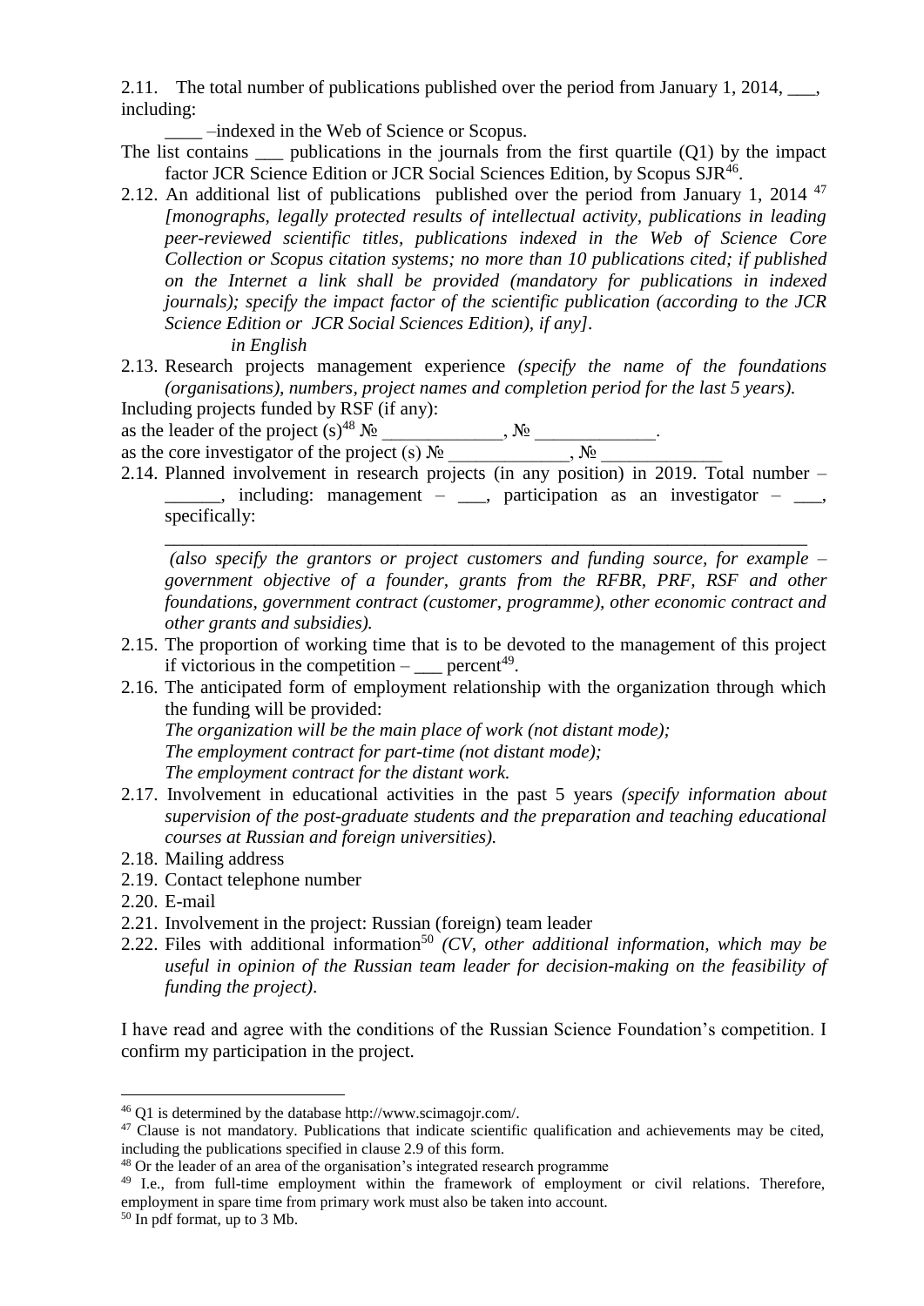2.11. The total number of publications published over the period from January 1, 2014, ___, including:

____ –indexed in the Web of Science or Scopus.

The list contains ___ publications in the journals from the first quartile (Q1) by the impact factor JCR Science Edition or JCR Social Sciences Edition, by Scopus SJR[46].

2.12. An additional list of publications published over the period from January 1, 2014 [47] *[monographs, legally protected results of intellectual activity, publications in leading peer-reviewed scientific titles, publications indexed in the Web of Science Core Collection or Scopus citation systems; no more than 10 publications cited; if published on the Internet a link shall be provided (mandatory for publications in indexed journals); specify the impact factor of the scientific publication (according to the JCR Science Edition or JCR Social Sciences Edition), if any]*.

*in English*

2.13. Research projects management experience *(specify the name of the foundations (organisations), numbers, project names and completion period for the last 5 years).*

Including projects funded by RSF (if any):

as the leader of the project (s)[48] № _____________, № _____________.

as the core investigator of the project (s) № _____________, № _____________

2.14. Planned involvement in research projects (in any position) in 2019. Total number – ______, including: management – ___, participation as an investigator – ___, specifically:

_______________________________________________________________________

*(also specify the grantors or project customers and funding source, for example – government objective of a founder, grants from the RFBR, PRF, RSF and other foundations, government contract (customer, programme), other economic contract and other grants and subsidies).*

2.15. The proportion of working time that is to be devoted to the management of this project if victorious in the competition – ___ percent[49].

2.16. The anticipated form of employment relationship with the organization through which the funding will be provided:

*The organization will be the main place of work (not distant mode);*

*The employment contract for part-time (not distant mode);*

*The employment contract for the distant work.*

2.17. Involvement in educational activities in the past 5 years *(specify information about supervision of the post-graduate students and the preparation and teaching educational courses at Russian and foreign universities).*

2.18. Mailing address

2.19. Contact telephone number

2.20. E-mail

2.21. Involvement in the project: Russian (foreign) team leader

2.22. Files with additional information[50] *(CV, other additional information, which may be useful in opinion of the Russian team leader for decision-making on the feasibility of funding the project).*

I have read and agree with the conditions of the Russian Science Foundation's competition. I confirm my participation in the project.

---

[46] Q1 is determined by the database http://www.scimagojr.com/.

[47] Clause is not mandatory. Publications that indicate scientific qualification and achievements may be cited, including the publications specified in clause 2.9 of this form.

[48] Or the leader of an area of the organisation's integrated research programme

[49] I.e., from full-time employment within the framework of employment or civil relations. Therefore, employment in spare time from primary work must also be taken into account.

[50] In pdf format, up to 3 Mb.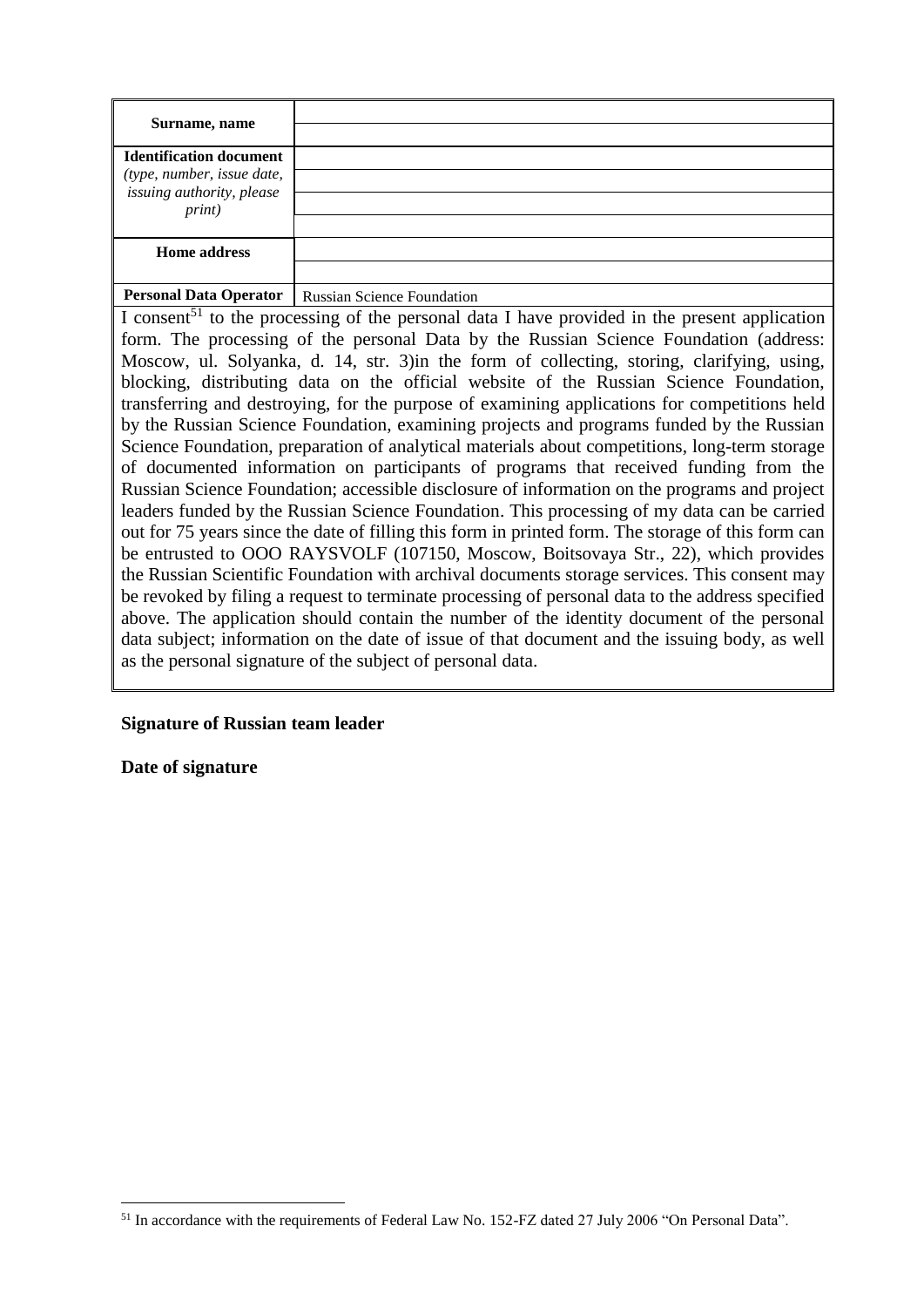| | |
|---|---|
| **Surname, name** | |
| | |
| **Identification document** *(type, number, issue date, issuing authority, please print)* | |
| | |
| | |
| | |
| **Home address** | |
| | |
| **Personal Data Operator** | Russian Science Foundation |

I consent[51] to the processing of the personal data I have provided in the present application form. The processing of the personal Data by the Russian Science Foundation (address: Moscow, ul. Solyanka, d. 14, str. 3)in the form of collecting, storing, clarifying, using, blocking, distributing data on the official website of the Russian Science Foundation, transferring and destroying, for the purpose of examining applications for competitions held by the Russian Science Foundation, examining projects and programs funded by the Russian Science Foundation, preparation of analytical materials about competitions, long-term storage of documented information on participants of programs that received funding from the Russian Science Foundation; accessible disclosure of information on the programs and project leaders funded by the Russian Science Foundation. This processing of my data can be carried out for 75 years since the date of filling this form in printed form. The storage of this form can be entrusted to OOO RAYSVOLF (107150, Moscow, Boitsovaya Str., 22), which provides the Russian Scientific Foundation with archival documents storage services. This consent may be revoked by filing a request to terminate processing of personal data to the address specified above. The application should contain the number of the identity document of the personal data subject; information on the date of issue of that document and the issuing body, as well as the personal signature of the subject of personal data.

**Signature of Russian team leader**

**Date of signature**

[51] In accordance with the requirements of Federal Law No. 152-FZ dated 27 July 2006 "On Personal Data".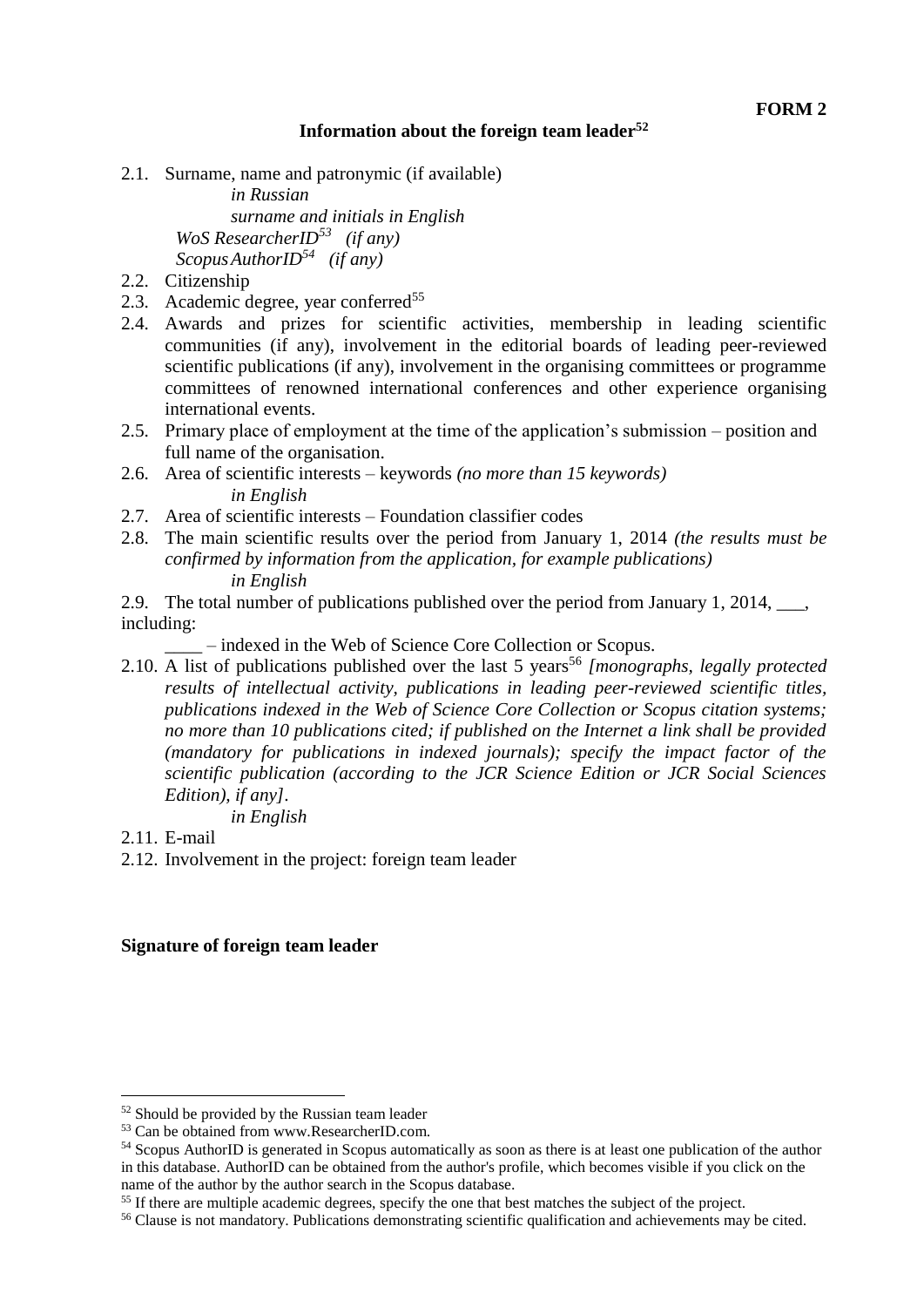**FORM 2**

## Information about the foreign team leader[52]

2.1. Surname, name and patronymic (if available)

*in Russian*

*surname and initials in English*

*WoS ResearcherID*[53] *(if any)*

*Scopus AuthorID*[54] *(if any)*

2.2. Citizenship

2.3. Academic degree, year conferred[55]

2.4. Awards and prizes for scientific activities, membership in leading scientific communities (if any), involvement in the editorial boards of leading peer-reviewed scientific publications (if any), involvement in the organising committees or programme committees of renowned international conferences and other experience organising international events.

2.5. Primary place of employment at the time of the application's submission – position and full name of the organisation.

2.6. Area of scientific interests – keywords *(no more than 15 keywords)*

*in English*

2.7. Area of scientific interests – Foundation classifier codes

2.8. The main scientific results over the period from January 1, 2014 *(the results must be confirmed by information from the application, for example publications)*

*in English*

2.9. The total number of publications published over the period from January 1, 2014, ___, including:

____ – indexed in the Web of Science Core Collection or Scopus.

2.10. A list of publications published over the last 5 years[56] *[monographs, legally protected results of intellectual activity, publications in leading peer-reviewed scientific titles, publications indexed in the Web of Science Core Collection or Scopus citation systems; no more than 10 publications cited; if published on the Internet a link shall be provided (mandatory for publications in indexed journals); specify the impact factor of the scientific publication (according to the JCR Science Edition or JCR Social Sciences Edition), if any]*.

*in English*

2.11. E-mail

2.12. Involvement in the project: foreign team leader

**Signature of foreign team leader**

---

[52] Should be provided by the Russian team leader

[53] Can be obtained from www.ResearcherID.com.

[54] Scopus AuthorID is generated in Scopus automatically as soon as there is at least one publication of the author in this database. AuthorID can be obtained from the author's profile, which becomes visible if you click on the name of the author by the author search in the Scopus database.

[55] If there are multiple academic degrees, specify the one that best matches the subject of the project.

[56] Clause is not mandatory. Publications demonstrating scientific qualification and achievements may be cited.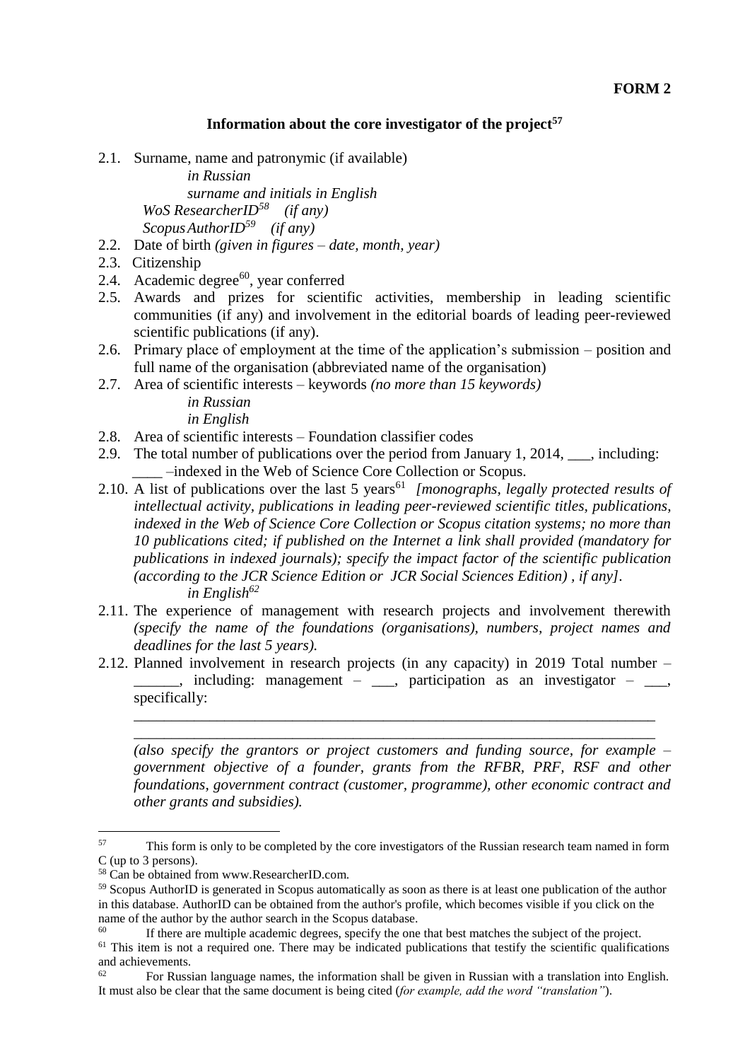**FORM 2**

## Information about the core investigator of the project[57]

2.1. Surname, name and patronymic (if available)

*in Russian*

*surname and initials in English*

*WoS ResearcherID[58] (if any)*

*Scopus AuthorID[59] (if any)*

2.2. Date of birth *(given in figures – date, month, year)*

2.3. Citizenship

2.4. Academic degree[60], year conferred

2.5. Awards and prizes for scientific activities, membership in leading scientific communities (if any) and involvement in the editorial boards of leading peer-reviewed scientific publications (if any).

2.6. Primary place of employment at the time of the application's submission – position and full name of the organisation (abbreviated name of the organisation)

2.7. Area of scientific interests – keywords *(no more than 15 keywords)*

*in Russian*

*in English*

2.8. Area of scientific interests – Foundation classifier codes

2.9. The total number of publications over the period from January 1, 2014, ___, including: ____ –indexed in the Web of Science Core Collection or Scopus.

2.10. A list of publications over the last 5 years[61] *[monographs, legally protected results of intellectual activity, publications in leading peer-reviewed scientific titles, publications, indexed in the Web of Science Core Collection or Scopus citation systems; no more than 10 publications cited; if published on the Internet a link shall provided (mandatory for publications in indexed journals); specify the impact factor of the scientific publication (according to the JCR Science Edition or JCR Social Sciences Edition) , if any].*

*in English[62]*

2.11. The experience of management with research projects and involvement therewith *(specify the name of the foundations (organisations), numbers, project names and deadlines for the last 5 years).*

2.12. Planned involvement in research projects (in any capacity) in 2019 Total number – ______, including: management – ___, participation as an investigator – ___, specifically:

______________________________________________________________________

______________________________________________________________________

*(also specify the grantors or project customers and funding source, for example – government objective of a founder, grants from the RFBR, PRF, RSF and other foundations, government contract (customer, programme), other economic contract and other grants and subsidies).*

---

[57] This form is only to be completed by the core investigators of the Russian research team named in form C (up to 3 persons).

[58] Can be obtained from www.ResearcherID.com.

[59] Scopus AuthorID is generated in Scopus automatically as soon as there is at least one publication of the author in this database. AuthorID can be obtained from the author's profile, which becomes visible if you click on the name of the author by the author search in the Scopus database.

[60] If there are multiple academic degrees, specify the one that best matches the subject of the project.

[61] This item is not a required one. There may be indicated publications that testify the scientific qualifications and achievements.

[62] For Russian language names, the information shall be given in Russian with a translation into English. It must also be clear that the same document is being cited (*for example, add the word "translation"*).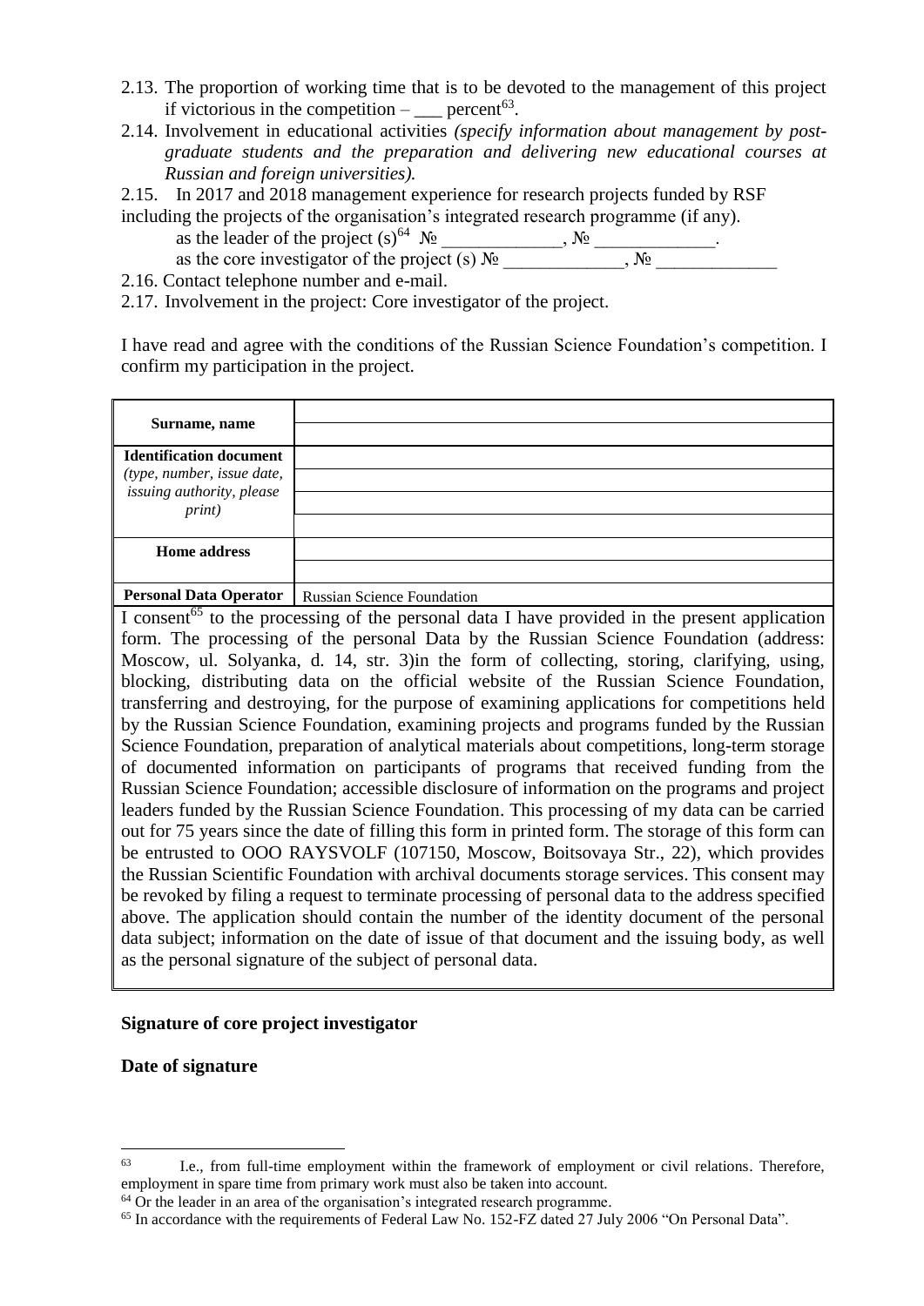2.13. The proportion of working time that is to be devoted to the management of this project if victorious in the competition – ___ percent[63].

2.14. Involvement in educational activities *(specify information about management by post-graduate students and the preparation and delivering new educational courses at Russian and foreign universities).*

2.15. In 2017 and 2018 management experience for research projects funded by RSF including the projects of the organisation's integrated research programme (if any).

as the leader of the project (s)[64] № _____________, № _____________.

as the core investigator of the project (s) № _____________, № _____________

2.16. Contact telephone number and e-mail.

2.17. Involvement in the project: Core investigator of the project.

I have read and agree with the conditions of the Russian Science Foundation's competition. I confirm my participation in the project.

| **Surname, name** | |
|---|---|
| **Identification document** *(type, number, issue date, issuing authority, please print)* | |
| **Home address** | |
| **Personal Data Operator** | Russian Science Foundation |

I consent[65] to the processing of the personal data I have provided in the present application form. The processing of the personal Data by the Russian Science Foundation (address: Moscow, ul. Solyanka, d. 14, str. 3)in the form of collecting, storing, clarifying, using, blocking, distributing data on the official website of the Russian Science Foundation, transferring and destroying, for the purpose of examining applications for competitions held by the Russian Science Foundation, examining projects and programs funded by the Russian Science Foundation, preparation of analytical materials about competitions, long-term storage of documented information on participants of programs that received funding from the Russian Science Foundation; accessible disclosure of information on the programs and project leaders funded by the Russian Science Foundation. This processing of my data can be carried out for 75 years since the date of filling this form in printed form. The storage of this form can be entrusted to OOO RAYSVOLF (107150, Moscow, Boitsovaya Str., 22), which provides the Russian Scientific Foundation with archival documents storage services. This consent may be revoked by filing a request to terminate processing of personal data to the address specified above. The application should contain the number of the identity document of the personal data subject; information on the date of issue of that document and the issuing body, as well as the personal signature of the subject of personal data.

**Signature of core project investigator**

**Date of signature**

---

[63] I.e., from full-time employment within the framework of employment or civil relations. Therefore, employment in spare time from primary work must also be taken into account.

[64] Or the leader in an area of the organisation's integrated research programme.

[65] In accordance with the requirements of Federal Law No. 152-FZ dated 27 July 2006 "On Personal Data".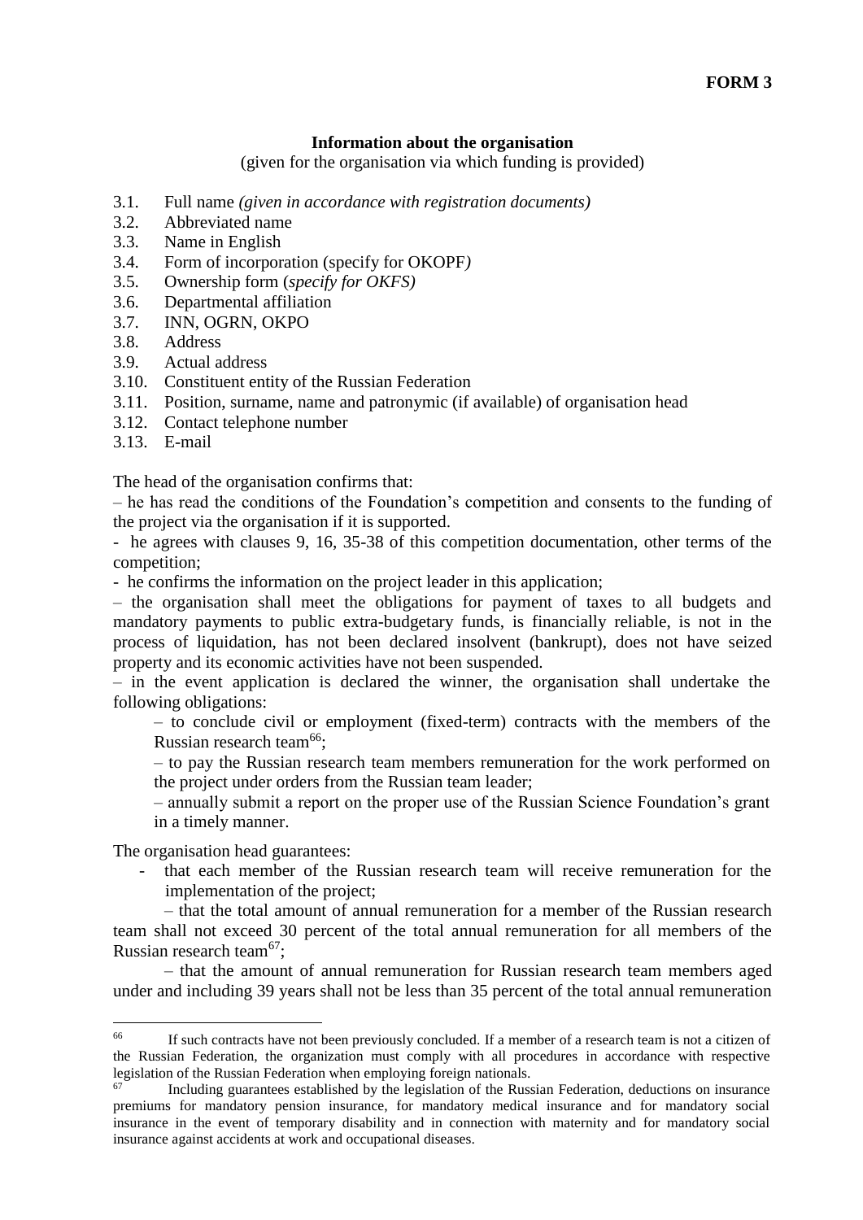**FORM 3**

## Information about the organisation

(given for the organisation via which funding is provided)

3.1. Full name *(given in accordance with registration documents)*
3.2. Abbreviated name
3.3. Name in English
3.4. Form of incorporation (specify for OKOPF*)*
3.5. Ownership form (*specify for OKFS)*
3.6. Departmental affiliation
3.7. INN, OGRN, OKPO
3.8. Address
3.9. Actual address
3.10. Constituent entity of the Russian Federation
3.11. Position, surname, name and patronymic (if available) of organisation head
3.12. Contact telephone number
3.13. E-mail

The head of the organisation confirms that:

– he has read the conditions of the Foundation's competition and consents to the funding of the project via the organisation if it is supported.

- he agrees with clauses 9, 16, 35-38 of this competition documentation, other terms of the competition;

- he confirms the information on the project leader in this application;

– the organisation shall meet the obligations for payment of taxes to all budgets and mandatory payments to public extra-budgetary funds, is financially reliable, is not in the process of liquidation, has not been declared insolvent (bankrupt), does not have seized property and its economic activities have not been suspended.

– in the event application is declared the winner, the organisation shall undertake the following obligations:

– to conclude civil or employment (fixed-term) contracts with the members of the Russian research team[66];

– to pay the Russian research team members remuneration for the work performed on the project under orders from the Russian team leader;

– annually submit a report on the proper use of the Russian Science Foundation's grant in a timely manner.

The organisation head guarantees:

- that each member of the Russian research team will receive remuneration for the implementation of the project;

– that the total amount of annual remuneration for a member of the Russian research team shall not exceed 30 percent of the total annual remuneration for all members of the Russian research team[67];

– that the amount of annual remuneration for Russian research team members aged under and including 39 years shall not be less than 35 percent of the total annual remuneration

---

[66] If such contracts have not been previously concluded. If a member of a research team is not a citizen of the Russian Federation, the organization must comply with all procedures in accordance with respective legislation of the Russian Federation when employing foreign nationals.

[67] Including guarantees established by the legislation of the Russian Federation, deductions on insurance premiums for mandatory pension insurance, for mandatory medical insurance and for mandatory social insurance in the event of temporary disability and in connection with maternity and for mandatory social insurance against accidents at work and occupational diseases.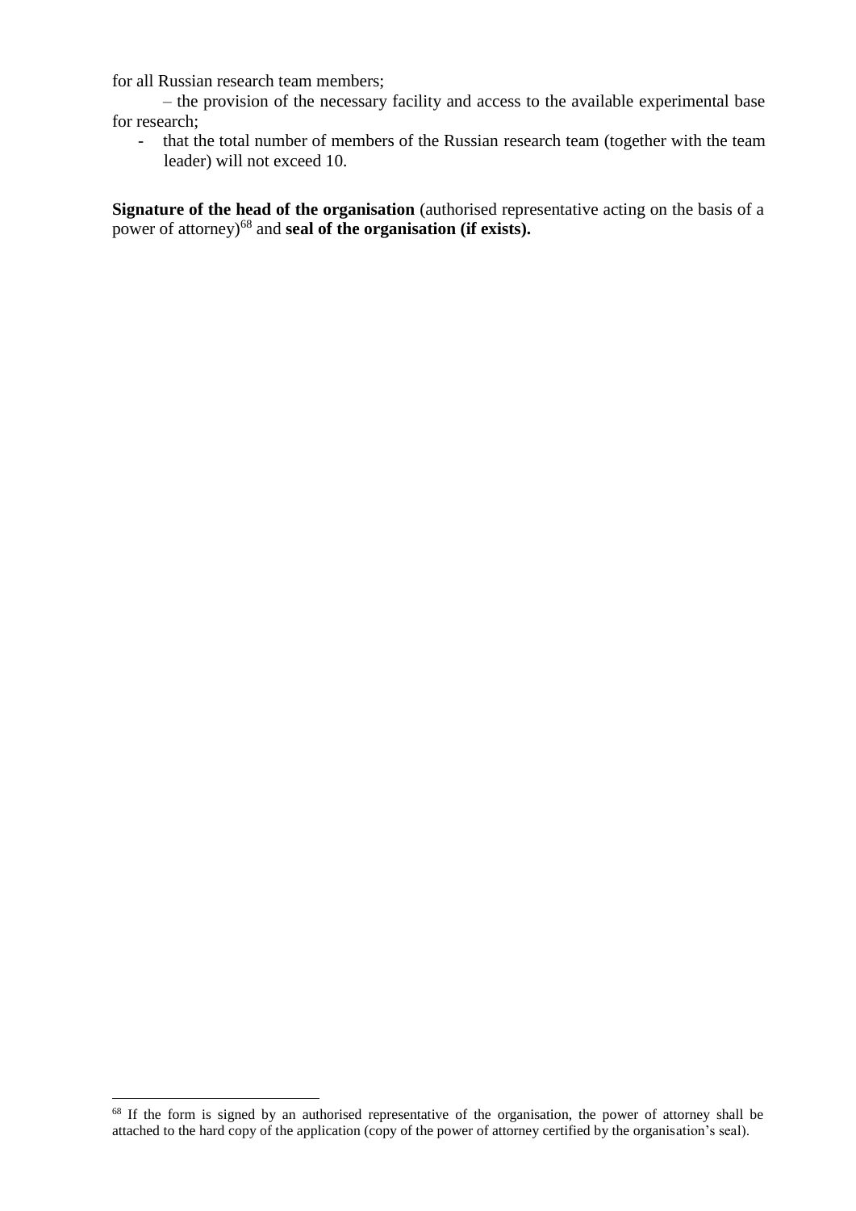for all Russian research team members;

– the provision of the necessary facility and access to the available experimental base for research;

- that the total number of members of the Russian research team (together with the team leader) will not exceed 10.

**Signature of the head of the organisation** (authorised representative acting on the basis of a power of attorney)[68] and **seal of the organisation (if exists).**

[68] If the form is signed by an authorised representative of the organisation, the power of attorney shall be attached to the hard copy of the application (copy of the power of attorney certified by the organisation's seal).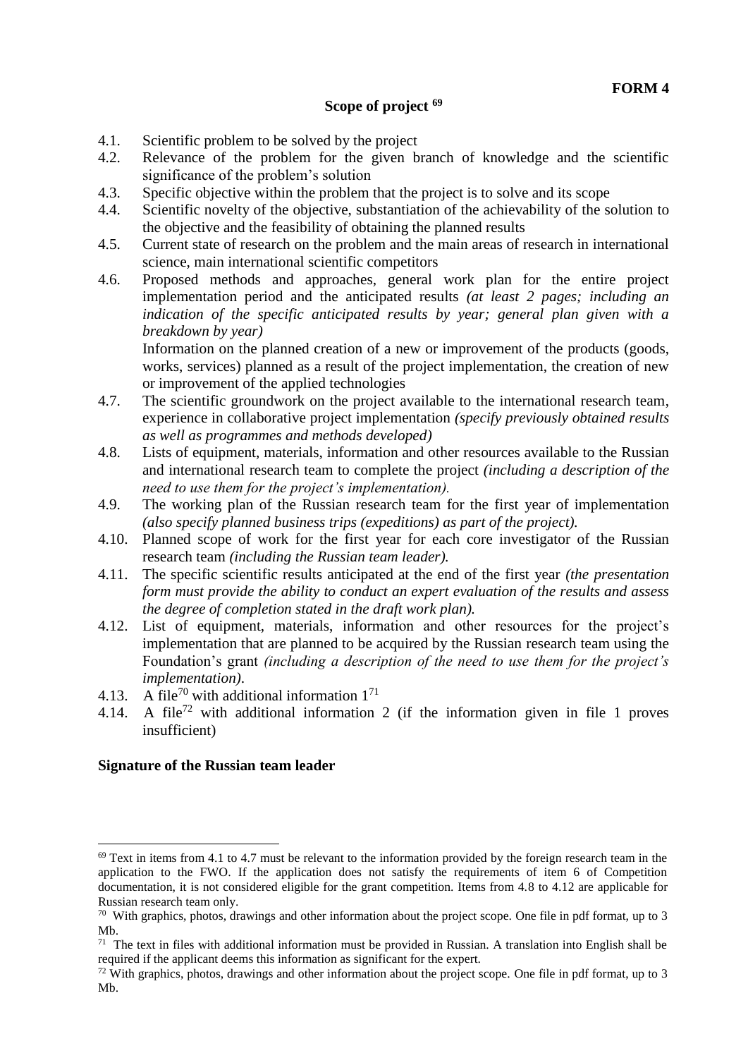**FORM 4**

## Scope of project [69]

4.1. Scientific problem to be solved by the project

4.2. Relevance of the problem for the given branch of knowledge and the scientific significance of the problem's solution

4.3. Specific objective within the problem that the project is to solve and its scope

4.4. Scientific novelty of the objective, substantiation of the achievability of the solution to the objective and the feasibility of obtaining the planned results

4.5. Current state of research on the problem and the main areas of research in international science, main international scientific competitors

4.6. Proposed methods and approaches, general work plan for the entire project implementation period and the anticipated results *(at least 2 pages; including an indication of the specific anticipated results by year; general plan given with a breakdown by year)*

Information on the planned creation of a new or improvement of the products (goods, works, services) planned as a result of the project implementation, the creation of new or improvement of the applied technologies

4.7. The scientific groundwork on the project available to the international research team, experience in collaborative project implementation *(specify previously obtained results as well as programmes and methods developed)*

4.8. Lists of equipment, materials, information and other resources available to the Russian and international research team to complete the project *(including a description of the need to use them for the project's implementation).*

4.9. The working plan of the Russian research team for the first year of implementation *(also specify planned business trips (expeditions) as part of the project).*

4.10. Planned scope of work for the first year for each core investigator of the Russian research team *(including the Russian team leader).*

4.11. The specific scientific results anticipated at the end of the first year *(the presentation form must provide the ability to conduct an expert evaluation of the results and assess the degree of completion stated in the draft work plan).*

4.12. List of equipment, materials, information and other resources for the project's implementation that are planned to be acquired by the Russian research team using the Foundation's grant *(including a description of the need to use them for the project's implementation)*.

4.13. A file[70] with additional information 1[71]

4.14. A file[72] with additional information 2 (if the information given in file 1 proves insufficient)

**Signature of the Russian team leader**

---

[69] Text in items from 4.1 to 4.7 must be relevant to the information provided by the foreign research team in the application to the FWO. If the application does not satisfy the requirements of item 6 of Competition documentation, it is not considered eligible for the grant competition. Items from 4.8 to 4.12 are applicable for Russian research team only.

[70] With graphics, photos, drawings and other information about the project scope. One file in pdf format, up to 3 Mb.

[71] The text in files with additional information must be provided in Russian. A translation into English shall be required if the applicant deems this information as significant for the expert.

[72] With graphics, photos, drawings and other information about the project scope. One file in pdf format, up to 3 Mb.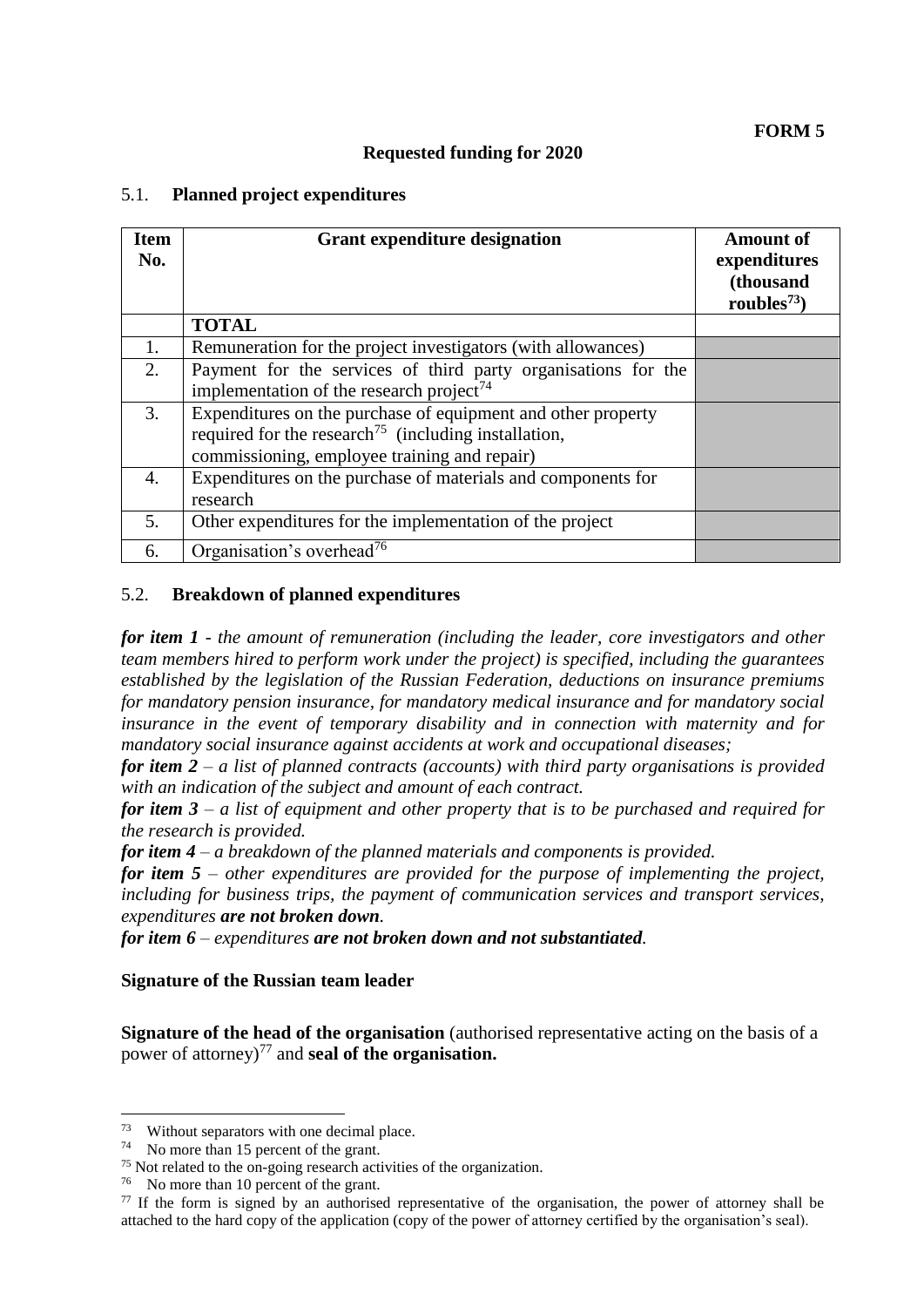**FORM 5**

**Requested funding for 2020**

5.1. **Planned project expenditures**

| Item No. | Grant expenditure designation | Amount of expenditures (thousand roubles[73]) |
|---|---|---|
| | **TOTAL** | |
| 1. | Remuneration for the project investigators (with allowances) | |
| 2. | Payment for the services of third party organisations for the implementation of the research project[74] | |
| 3. | Expenditures on the purchase of equipment and other property required for the research[75] (including installation, commissioning, employee training and repair) | |
| 4. | Expenditures on the purchase of materials and components for research | |
| 5. | Other expenditures for the implementation of the project | |
| 6. | Organisation's overhead[76] | |

5.2. **Breakdown of planned expenditures**

***for item 1*** *- the amount of remuneration (including the leader, core investigators and other team members hired to perform work under the project) is specified, including the guarantees established by the legislation of the Russian Federation, deductions on insurance premiums for mandatory pension insurance, for mandatory medical insurance and for mandatory social insurance in the event of temporary disability and in connection with maternity and for mandatory social insurance against accidents at work and occupational diseases;*

***for item 2*** *– a list of planned contracts (accounts) with third party organisations is provided with an indication of the subject and amount of each contract.*

***for item 3*** *– a list of equipment and other property that is to be purchased and required for the research is provided.*

***for item 4*** *– a breakdown of the planned materials and components is provided.*

***for item 5*** *– other expenditures are provided for the purpose of implementing the project, including for business trips, the payment of communication services and transport services, expenditures* ***are not broken down****.*

***for item 6*** *– expenditures* ***are not broken down and not substantiated****.*

**Signature of the Russian team leader**

**Signature of the head of the organisation** (authorised representative acting on the basis of a power of attorney)[77] and **seal of the organisation.**

---

[73] Without separators with one decimal place.

[74] No more than 15 percent of the grant.

[75] Not related to the on-going research activities of the organization.

[76] No more than 10 percent of the grant.

[77] If the form is signed by an authorised representative of the organisation, the power of attorney shall be attached to the hard copy of the application (copy of the power of attorney certified by the organisation's seal).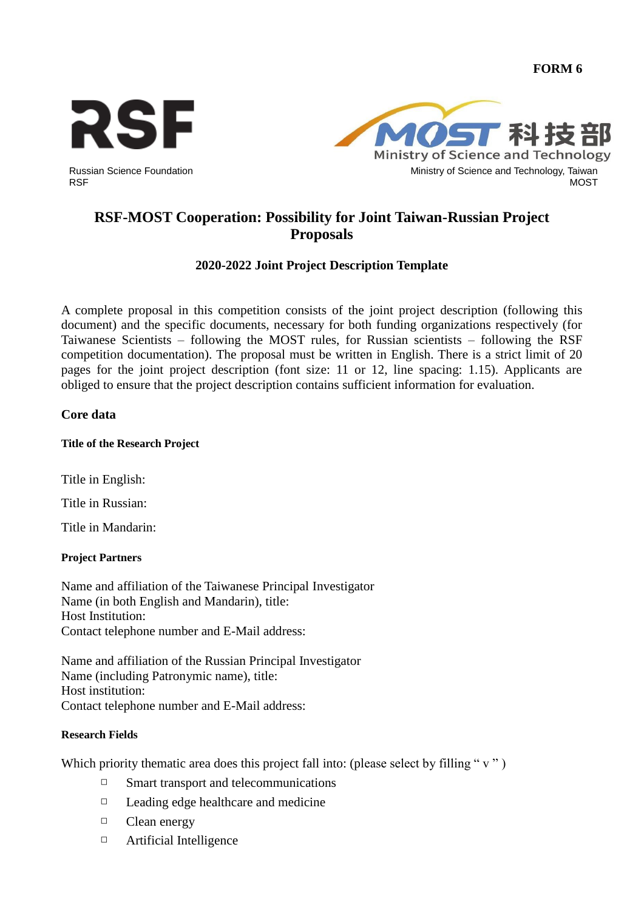**FORM 6**

**RSF**

Russian Science Foundation
RSF

**MOST 科技部**
Ministry of Science and Technology

Ministry of Science and Technology, Taiwan
MOST

# RSF-MOST Cooperation: Possibility for Joint Taiwan-Russian Project Proposals

**2020-2022 Joint Project Description Template**

A complete proposal in this competition consists of the joint project description (following this document) and the specific documents, necessary for both funding organizations respectively (for Taiwanese Scientists – following the MOST rules, for Russian scientists – following the RSF competition documentation). The proposal must be written in English. There is a strict limit of 20 pages for the joint project description (font size: 11 or 12, line spacing: 1.15). Applicants are obliged to ensure that the project description contains sufficient information for evaluation.

## Core data

### Title of the Research Project

Title in English:

Title in Russian:

Title in Mandarin:

### Project Partners

Name and affiliation of the Taiwanese Principal Investigator
Name (in both English and Mandarin), title:
Host Institution:
Contact telephone number and E-Mail address:

Name and affiliation of the Russian Principal Investigator
Name (including Patronymic name), title:
Host institution:
Contact telephone number and E-Mail address:

### Research Fields

Which priority thematic area does this project fall into: (please select by filling " v " )

- □ Smart transport and telecommunications
- □ Leading edge healthcare and medicine
- □ Clean energy
- □ Artificial Intelligence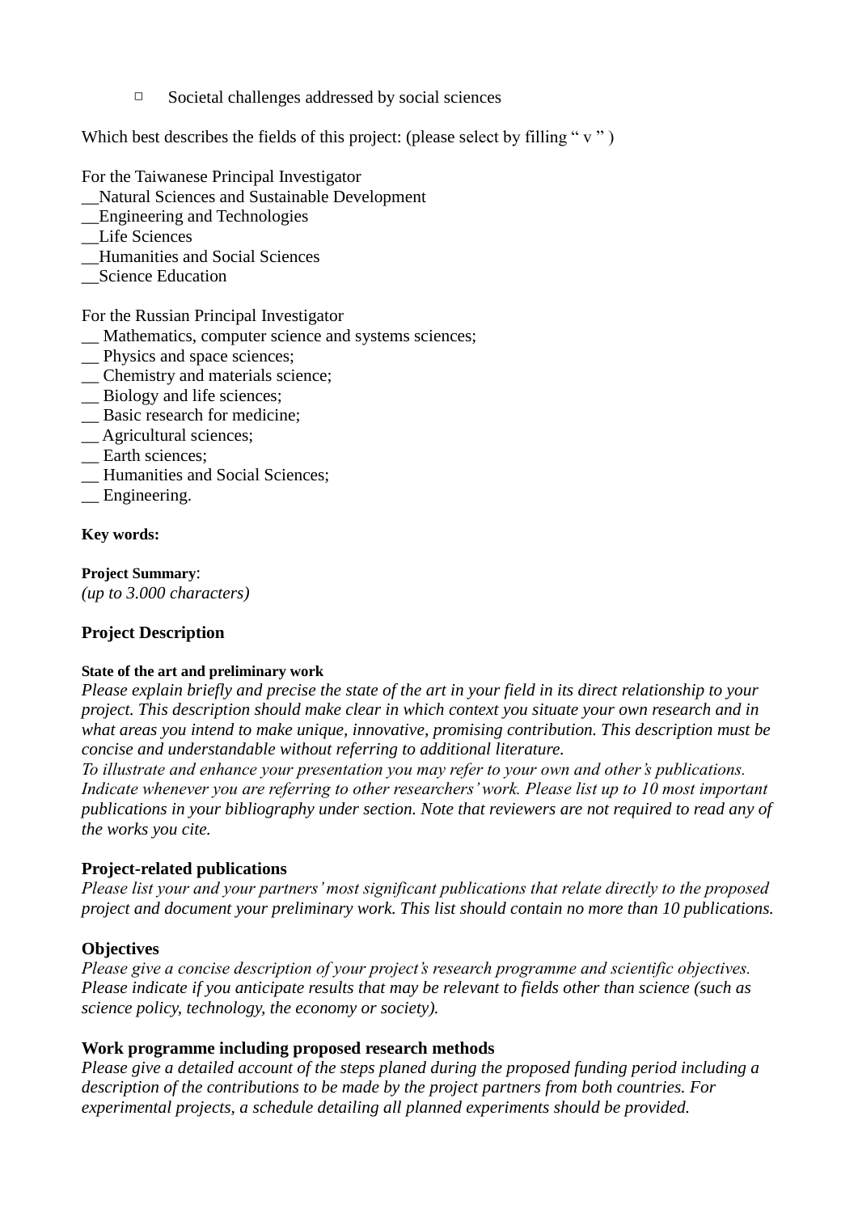- □ Societal challenges addressed by social sciences

Which best describes the fields of this project: (please select by filling “ v ” )

For the Taiwanese Principal Investigator
__Natural Sciences and Sustainable Development
__Engineering and Technologies
__Life Sciences
__Humanities and Social Sciences
__Science Education

For the Russian Principal Investigator
__ Mathematics, computer science and systems sciences;
__ Physics and space sciences;
__ Chemistry and materials science;
__ Biology and life sciences;
__ Basic research for medicine;
__ Agricultural sciences;
__ Earth sciences;
__ Humanities and Social Sciences;
__ Engineering.

**Key words:**

**Project Summary**:
*(up to 3.000 characters)*

## Project Description

#### State of the art and preliminary work

*Please explain briefly and precise the state of the art in your field in its direct relationship to your project. This description should make clear in which context you situate your own research and in what areas you intend to make unique, innovative, promising contribution. This description must be concise and understandable without referring to additional literature.*
*To illustrate and enhance your presentation you may refer to your own and other's publications. Indicate whenever you are referring to other researchers' work. Please list up to 10 most important publications in your bibliography under section. Note that reviewers are not required to read any of the works you cite.*

### Project-related publications

*Please list your and your partners' most significant publications that relate directly to the proposed project and document your preliminary work. This list should contain no more than 10 publications.*

### Objectives

*Please give a concise description of your project's research programme and scientific objectives. Please indicate if you anticipate results that may be relevant to fields other than science (such as science policy, technology, the economy or society).*

### Work programme including proposed research methods

*Please give a detailed account of the steps planed during the proposed funding period including a description of the contributions to be made by the project partners from both countries. For experimental projects, a schedule detailing all planned experiments should be provided.*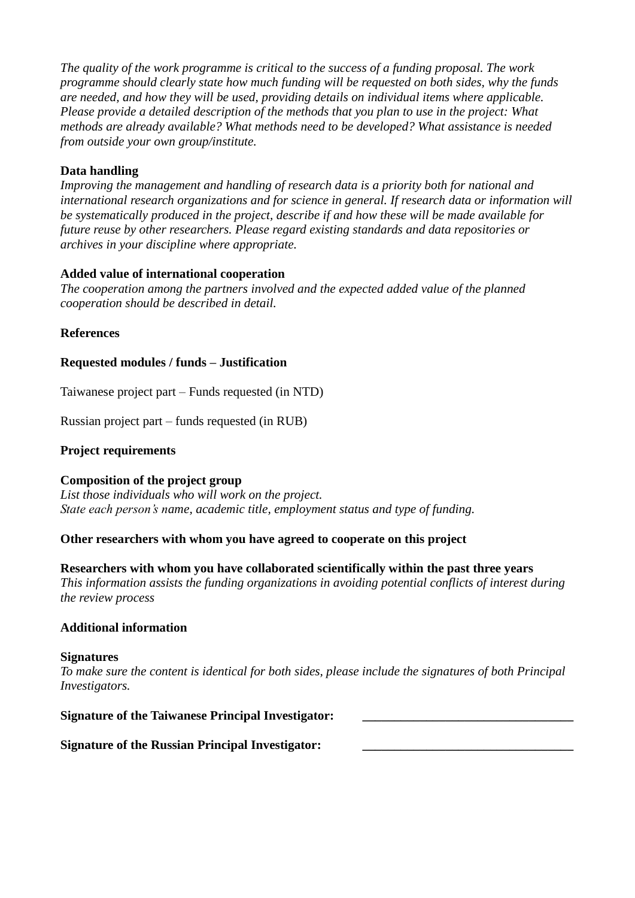*The quality of the work programme is critical to the success of a funding proposal. The work programme should clearly state how much funding will be requested on both sides, why the funds are needed, and how they will be used, providing details on individual items where applicable. Please provide a detailed description of the methods that you plan to use in the project: What methods are already available? What methods need to be developed? What assistance is needed from outside your own group/institute.*

**Data handling**
*Improving the management and handling of research data is a priority both for national and international research organizations and for science in general. If research data or information will be systematically produced in the project, describe if and how these will be made available for future reuse by other researchers. Please regard existing standards and data repositories or archives in your discipline where appropriate.*

**Added value of international cooperation**
*The cooperation among the partners involved and the expected added value of the planned cooperation should be described in detail.*

**References**

**Requested modules / funds – Justification**

Taiwanese project part – Funds requested (in NTD)

Russian project part – funds requested (in RUB)

**Project requirements**

**Composition of the project group**
*List those individuals who will work on the project.*
*State each person's name, academic title, employment status and type of funding.*

**Other researchers with whom you have agreed to cooperate on this project**

**Researchers with whom you have collaborated scientifically within the past three years**
*This information assists the funding organizations in avoiding potential conflicts of interest during the review process*

**Additional information**

**Signatures**
*To make sure the content is identical for both sides, please include the signatures of both Principal Investigators.*

**Signature of the Taiwanese Principal Investigator:** _________________________________

**Signature of the Russian Principal Investigator:** _________________________________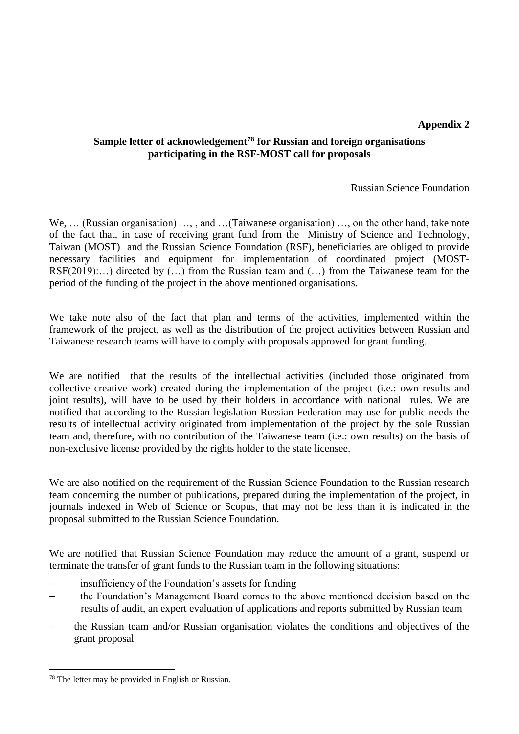**Appendix 2**

**Sample letter of acknowledgement[78] for Russian and foreign organisations participating in the RSF-MOST call for proposals**

Russian Science Foundation

We, … (Russian organisation) …, , and …(Taiwanese organisation) …, on the other hand, take note of the fact that, in case of receiving grant fund from the Ministry of Science and Technology, Taiwan (MOST) and the Russian Science Foundation (RSF), beneficiaries are obliged to provide necessary facilities and equipment for implementation of coordinated project (MOST-RSF(2019):…) directed by (…) from the Russian team and (…) from the Taiwanese team for the period of the funding of the project in the above mentioned organisations.

We take note also of the fact that plan and terms of the activities, implemented within the framework of the project, as well as the distribution of the project activities between Russian and Taiwanese research teams will have to comply with proposals approved for grant funding.

We are notified that the results of the intellectual activities (included those originated from collective creative work) created during the implementation of the project (i.e.: own results and joint results), will have to be used by their holders in accordance with national rules. We are notified that according to the Russian legislation Russian Federation may use for public needs the results of intellectual activity originated from implementation of the project by the sole Russian team and, therefore, with no contribution of the Taiwanese team (i.e.: own results) on the basis of non-exclusive license provided by the rights holder to the state licensee.

We are also notified on the requirement of the Russian Science Foundation to the Russian research team concerning the number of publications, prepared during the implementation of the project, in journals indexed in Web of Science or Scopus, that may not be less than it is indicated in the proposal submitted to the Russian Science Foundation.

We are notified that Russian Science Foundation may reduce the amount of a grant, suspend or terminate the transfer of grant funds to the Russian team in the following situations:

- insufficiency of the Foundation's assets for funding
- the Foundation's Management Board comes to the above mentioned decision based on the results of audit, an expert evaluation of applications and reports submitted by Russian team
- the Russian team and/or Russian organisation violates the conditions and objectives of the grant proposal

[78] The letter may be provided in English or Russian.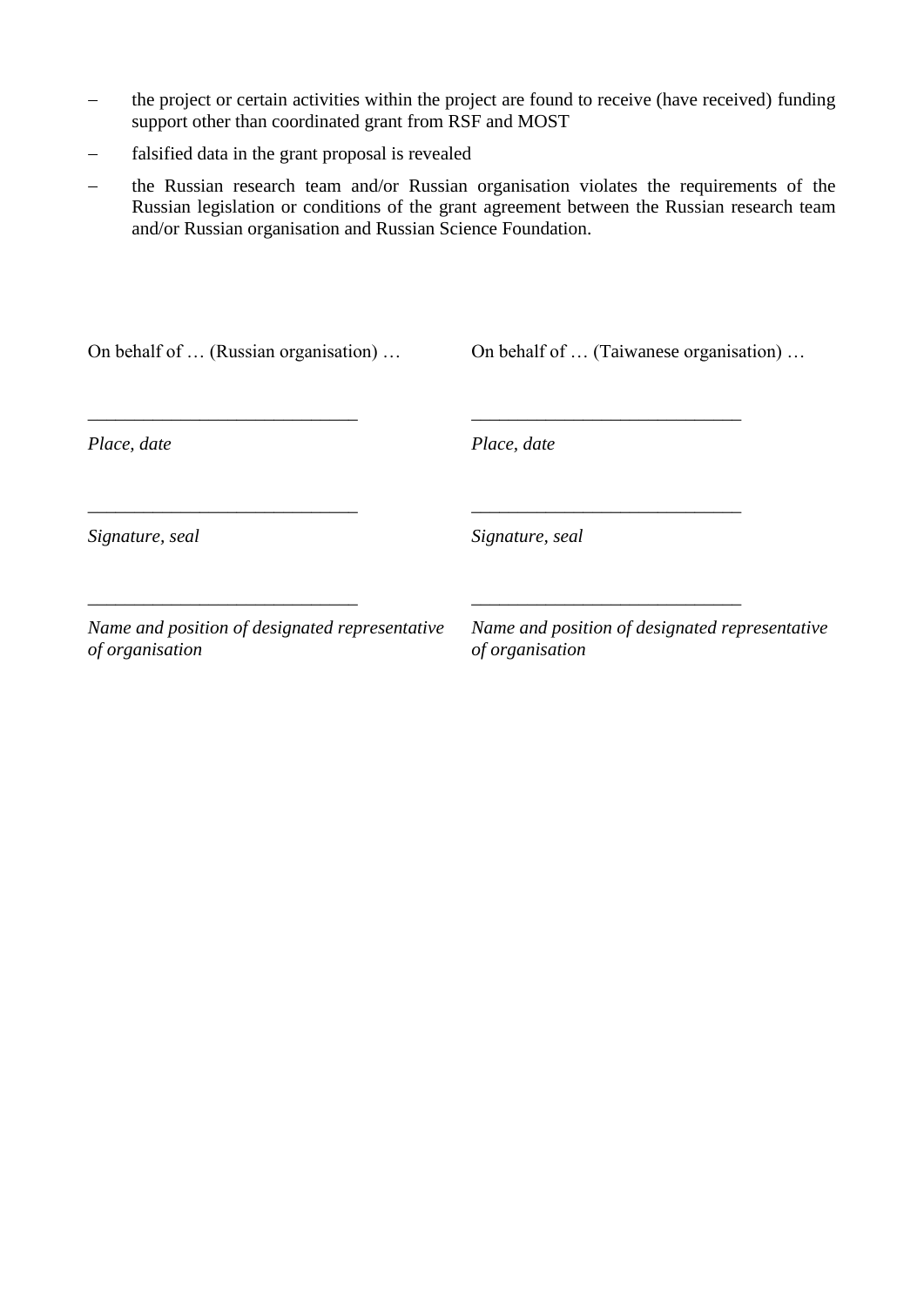- the project or certain activities within the project are found to receive (have received) funding support other than coordinated grant from RSF and MOST
- falsified data in the grant proposal is revealed
- the Russian research team and/or Russian organisation violates the requirements of the Russian legislation or conditions of the grant agreement between the Russian research team and/or Russian organisation and Russian Science Foundation.

| | |
|---|---|
| On behalf of … (Russian organisation) … | On behalf of … (Taiwanese organisation) … |
| ____________________________ | ____________________________ |
| *Place, date* | *Place, date* |
| ____________________________ | ____________________________ |
| *Signature, seal* | *Signature, seal* |
| ____________________________ | ____________________________ |
| *Name and position of designated representative of organisation* | *Name and position of designated representative of organisation* |